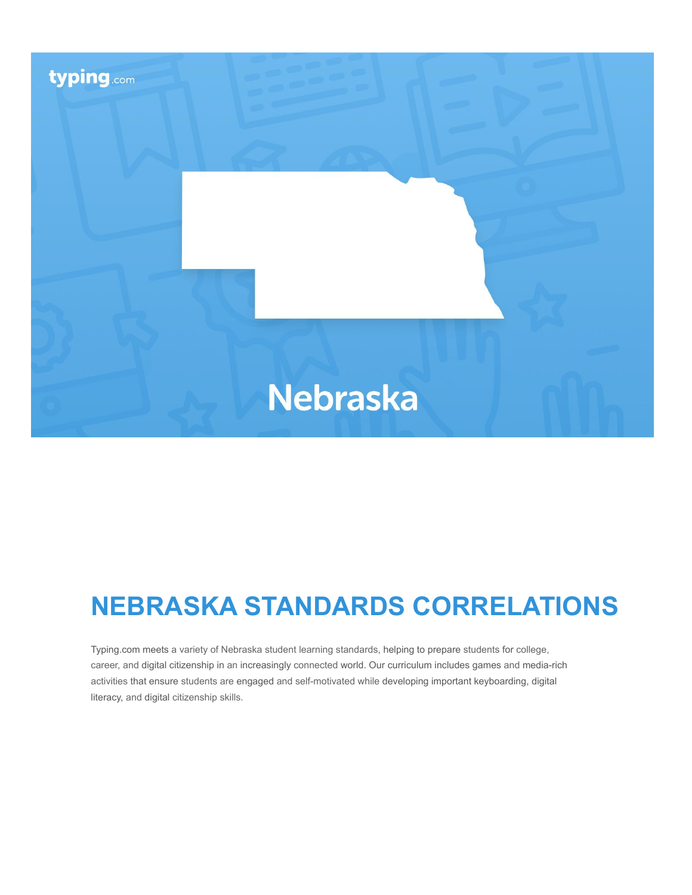typing.com

Nebraska

# NEBRASKA STANDARDS CORRELATIONS

Typing.com meets a variety of Nebraska student learning standards, helping to prepare students for college, career, and digital citizenship in an increasingly connected world. Our curriculum includes games and media-rich activities that ensure students are engaged and self-motivated while developing important keyboarding, digital literacy, and digital citizenship skills.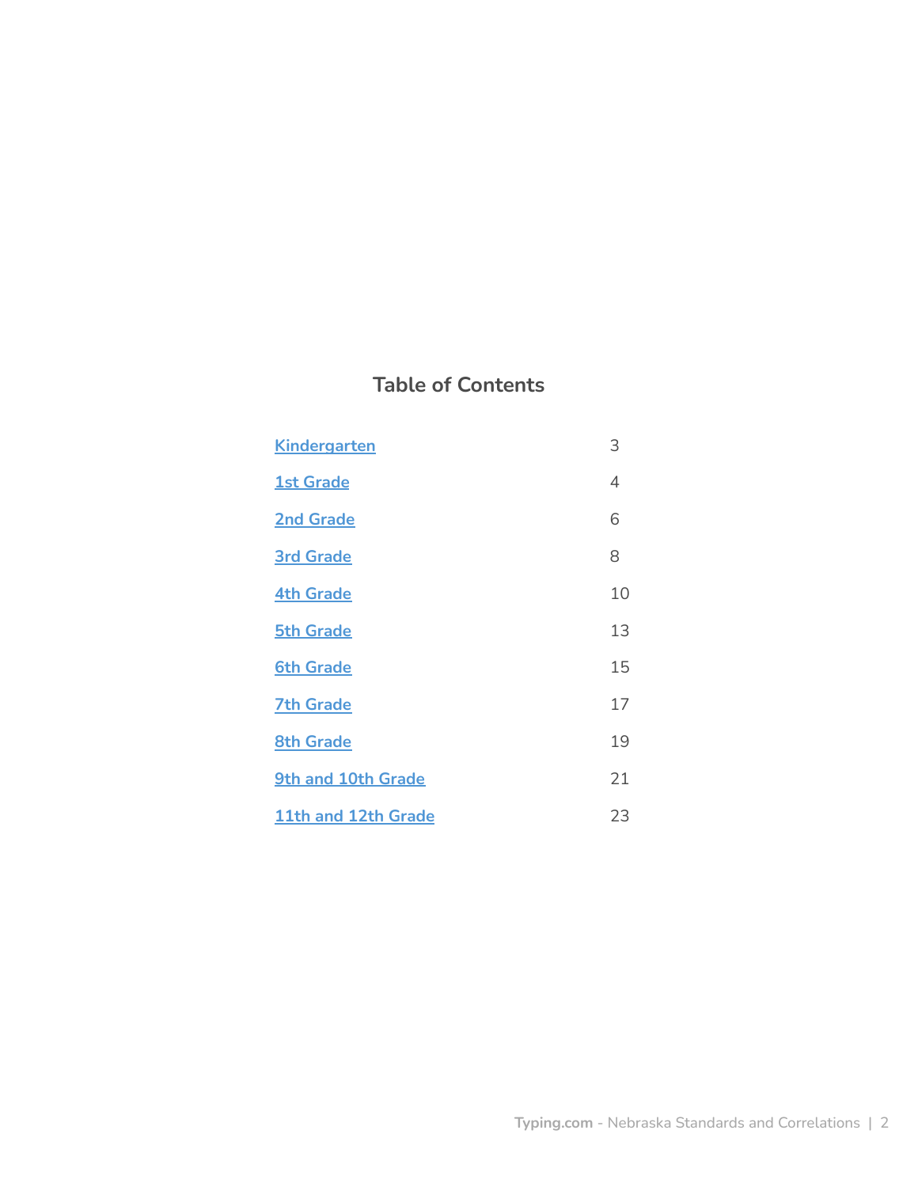## Table of Contents

| | |
|---|---|
| Kindergarten | 3 |
| 1st Grade | 4 |
| 2nd Grade | 6 |
| 3rd Grade | 8 |
| 4th Grade | 10 |
| 5th Grade | 13 |
| 6th Grade | 15 |
| 7th Grade | 17 |
| 8th Grade | 19 |
| 9th and 10th Grade | 21 |
| 11th and 12th Grade | 23 |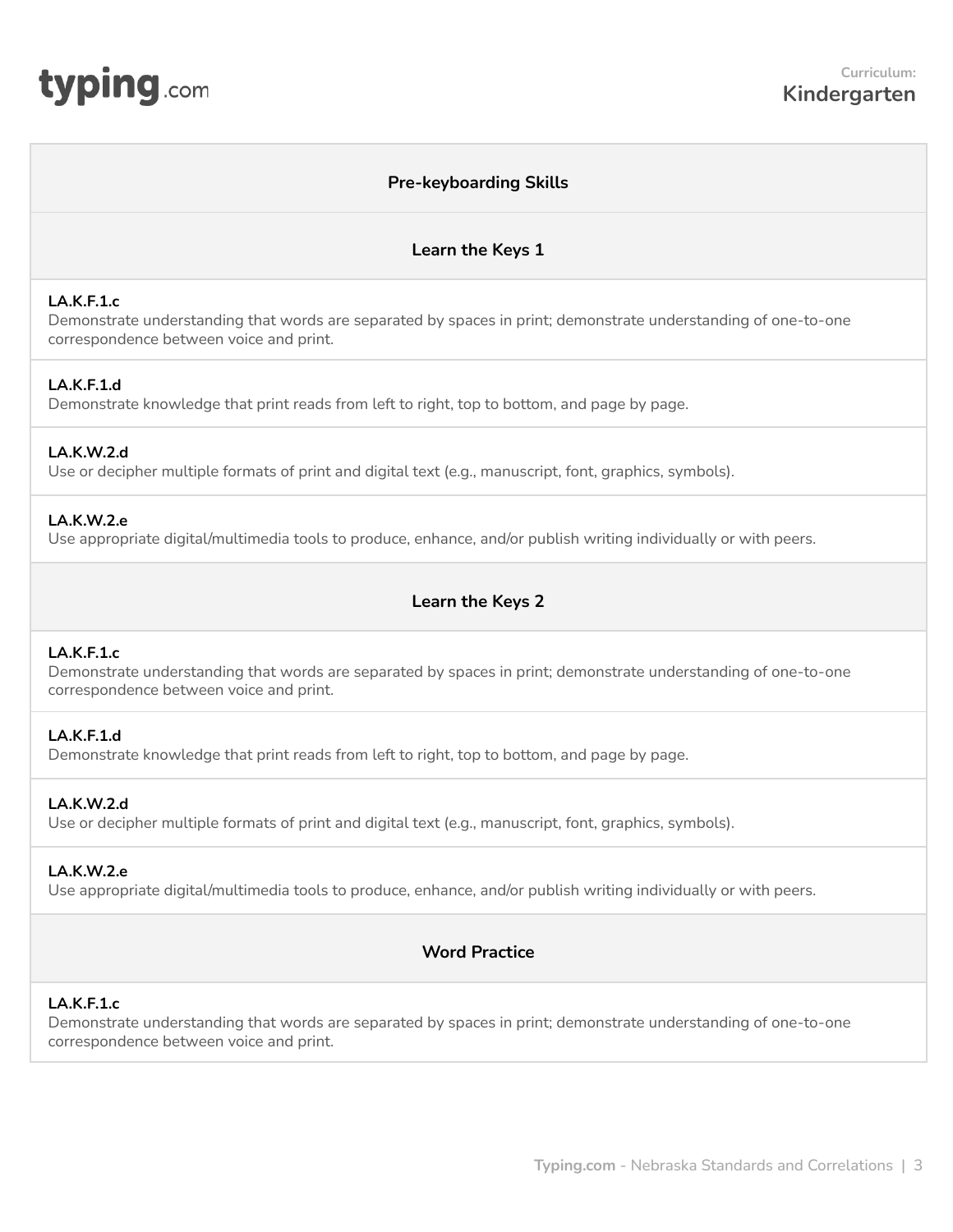## Pre-keyboarding Skills

### Learn the Keys 1

**LA.K.F.1.c**
Demonstrate understanding that words are separated by spaces in print; demonstrate understanding of one-to-one correspondence between voice and print.

**LA.K.F.1.d**
Demonstrate knowledge that print reads from left to right, top to bottom, and page by page.

**LA.K.W.2.d**
Use or decipher multiple formats of print and digital text (e.g., manuscript, font, graphics, symbols).

**LA.K.W.2.e**
Use appropriate digital/multimedia tools to produce, enhance, and/or publish writing individually or with peers.

### Learn the Keys 2

**LA.K.F.1.c**
Demonstrate understanding that words are separated by spaces in print; demonstrate understanding of one-to-one correspondence between voice and print.

**LA.K.F.1.d**
Demonstrate knowledge that print reads from left to right, top to bottom, and page by page.

**LA.K.W.2.d**
Use or decipher multiple formats of print and digital text (e.g., manuscript, font, graphics, symbols).

**LA.K.W.2.e**
Use appropriate digital/multimedia tools to produce, enhance, and/or publish writing individually or with peers.

### Word Practice

**LA.K.F.1.c**
Demonstrate understanding that words are separated by spaces in print; demonstrate understanding of one-to-one correspondence between voice and print.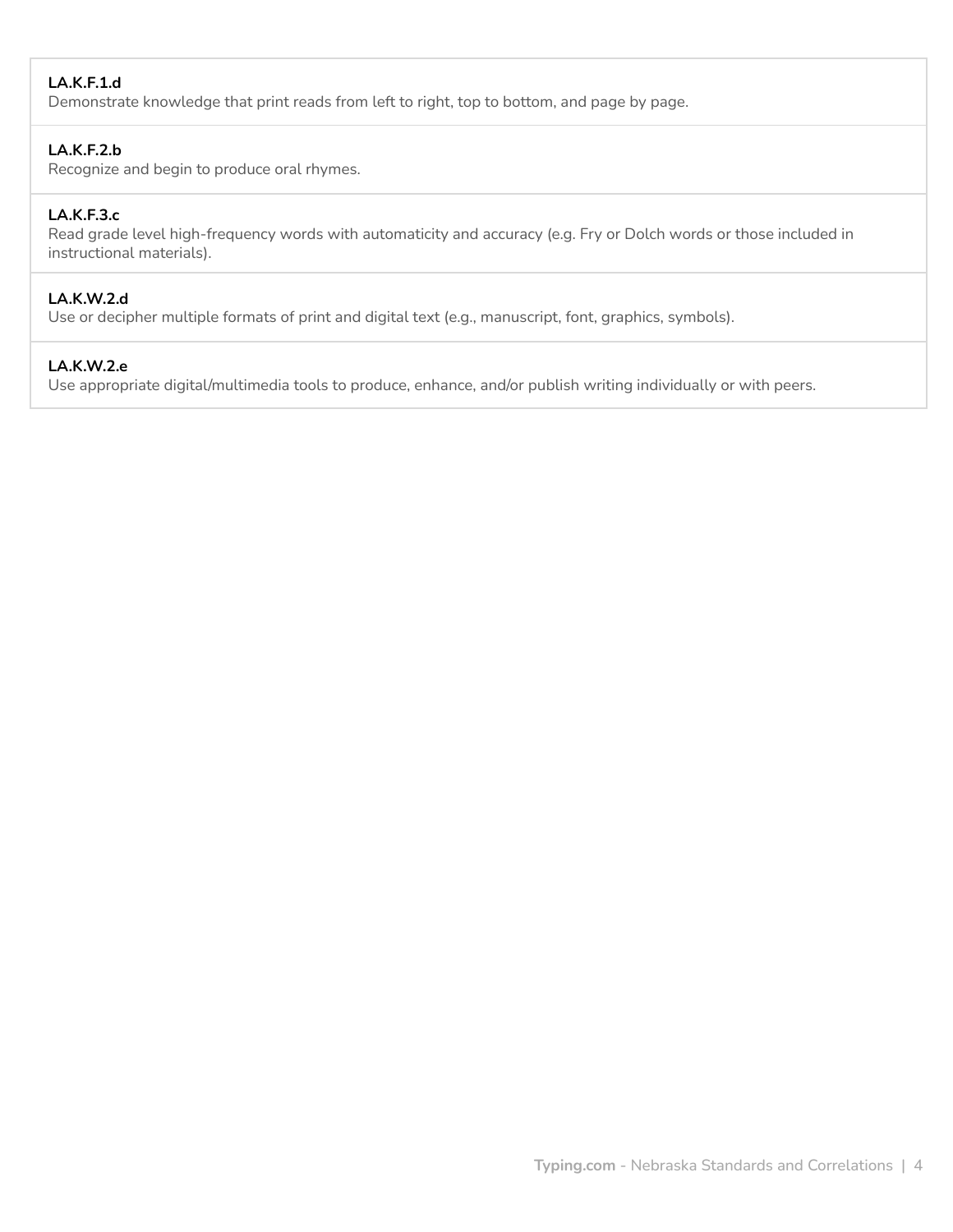**LA.K.F.1.d**
Demonstrate knowledge that print reads from left to right, top to bottom, and page by page.

**LA.K.F.2.b**
Recognize and begin to produce oral rhymes.

**LA.K.F.3.c**
Read grade level high-frequency words with automaticity and accuracy (e.g. Fry or Dolch words or those included in instructional materials).

**LA.K.W.2.d**
Use or decipher multiple formats of print and digital text (e.g., manuscript, font, graphics, symbols).

**LA.K.W.2.e**
Use appropriate digital/multimedia tools to produce, enhance, and/or publish writing individually or with peers.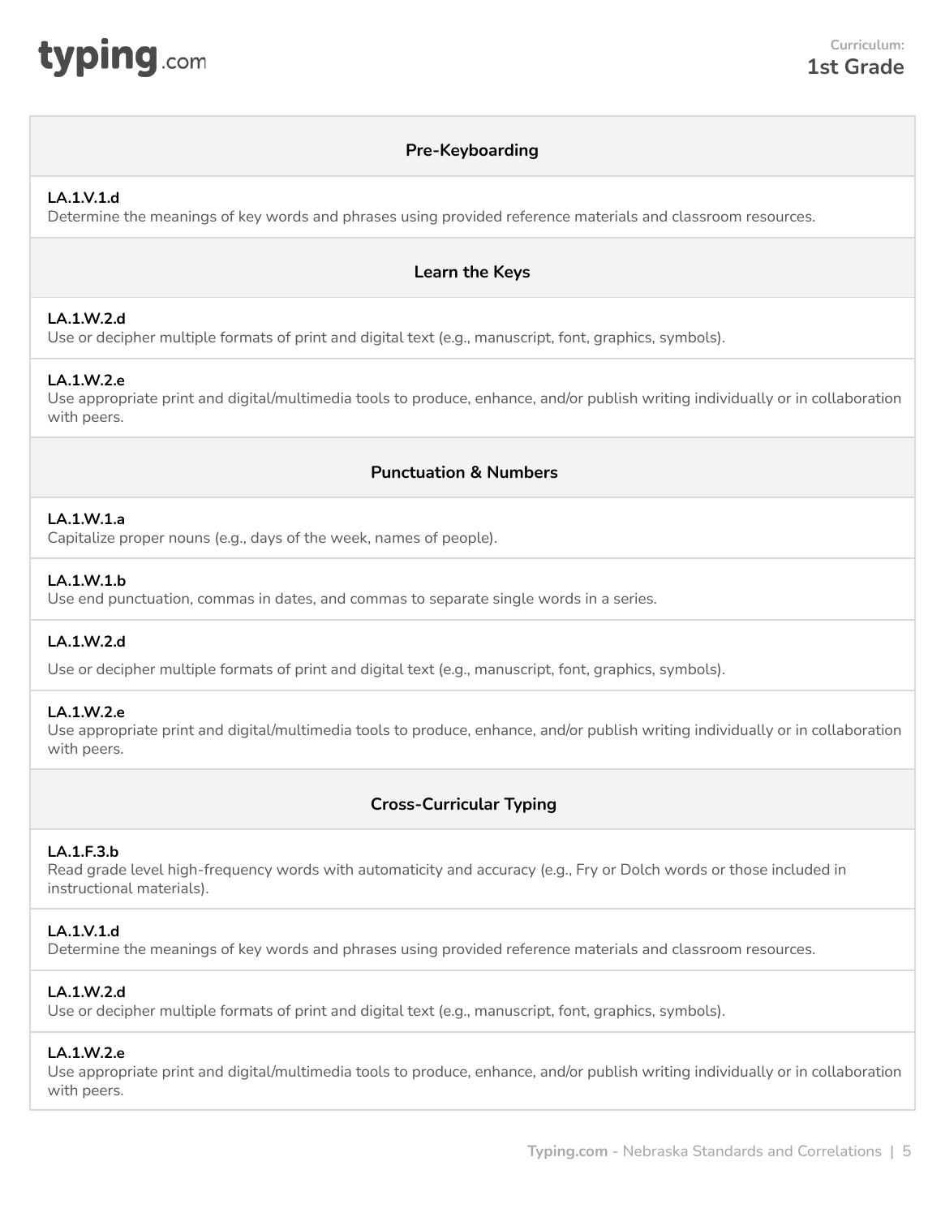## Pre-Keyboarding

**LA.1.V.1.d**
Determine the meanings of key words and phrases using provided reference materials and classroom resources.

## Learn the Keys

**LA.1.W.2.d**
Use or decipher multiple formats of print and digital text (e.g., manuscript, font, graphics, symbols).

**LA.1.W.2.e**
Use appropriate print and digital/multimedia tools to produce, enhance, and/or publish writing individually or in collaboration with peers.

## Punctuation & Numbers

**LA.1.W.1.a**
Capitalize proper nouns (e.g., days of the week, names of people).

**LA.1.W.1.b**
Use end punctuation, commas in dates, and commas to separate single words in a series.

**LA.1.W.2.d**
Use or decipher multiple formats of print and digital text (e.g., manuscript, font, graphics, symbols).

**LA.1.W.2.e**
Use appropriate print and digital/multimedia tools to produce, enhance, and/or publish writing individually or in collaboration with peers.

## Cross-Curricular Typing

**LA.1.F.3.b**
Read grade level high-frequency words with automaticity and accuracy (e.g., Fry or Dolch words or those included in instructional materials).

**LA.1.V.1.d**
Determine the meanings of key words and phrases using provided reference materials and classroom resources.

**LA.1.W.2.d**
Use or decipher multiple formats of print and digital text (e.g., manuscript, font, graphics, symbols).

**LA.1.W.2.e**
Use appropriate print and digital/multimedia tools to produce, enhance, and/or publish writing individually or in collaboration with peers.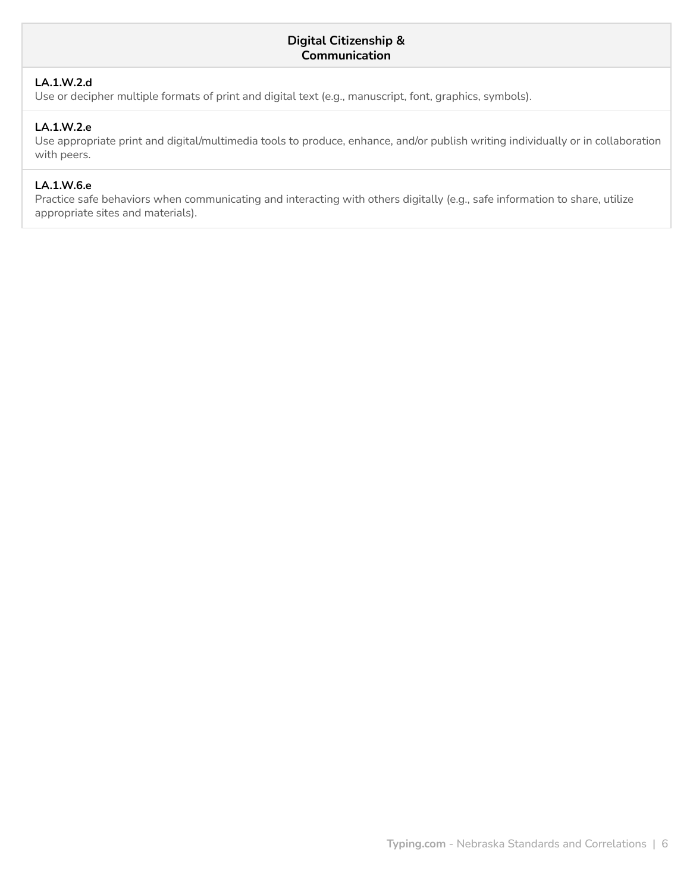| Digital Citizenship & Communication |
| --- |
| **LA.1.W.2.d**<br>Use or decipher multiple formats of print and digital text (e.g., manuscript, font, graphics, symbols). |
| **LA.1.W.2.e**<br>Use appropriate print and digital/multimedia tools to produce, enhance, and/or publish writing individually or in collaboration with peers. |
| **LA.1.W.6.e**<br>Practice safe behaviors when communicating and interacting with others digitally (e.g., safe information to share, utilize appropriate sites and materials). |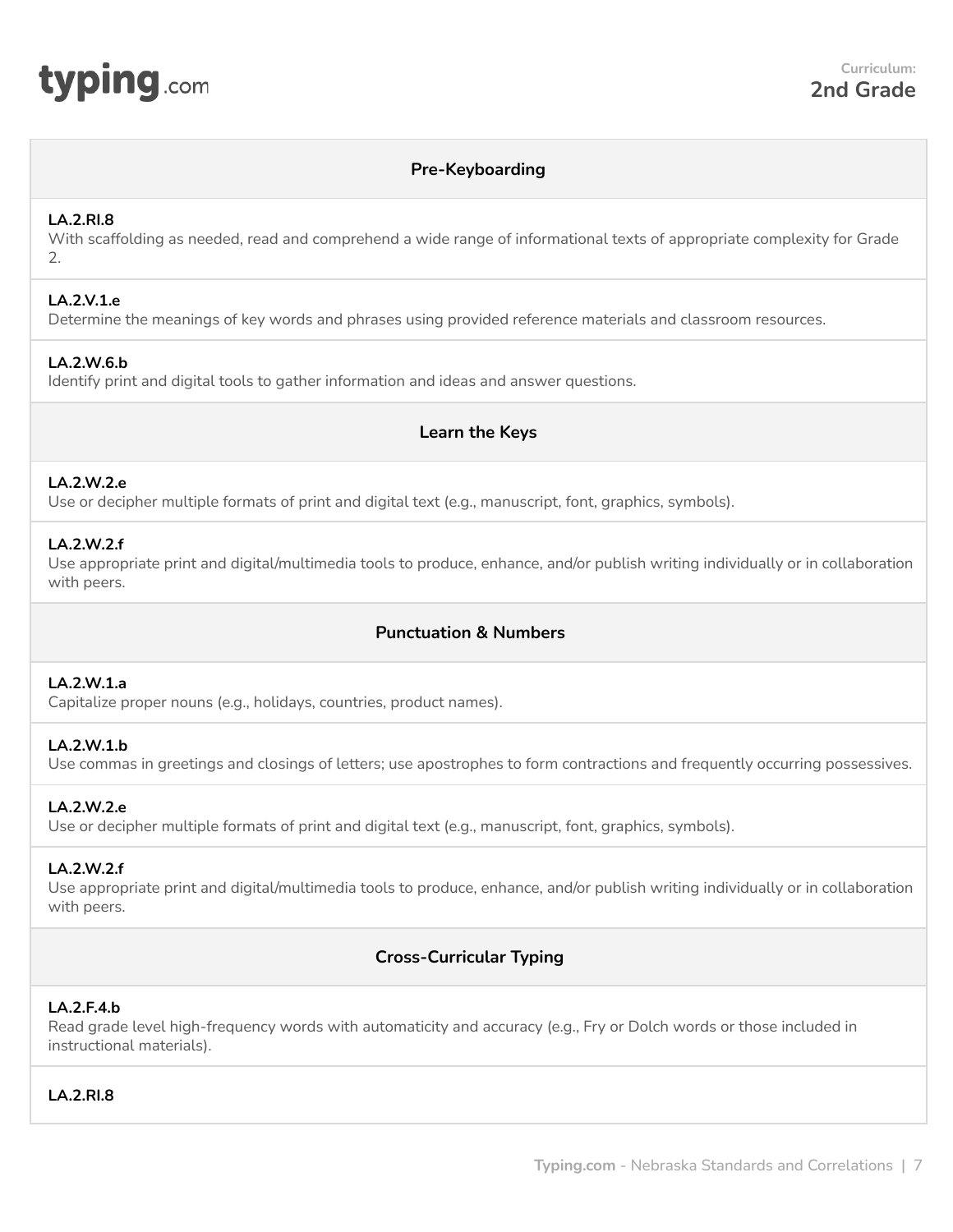Curriculum:
**2nd Grade**

### Pre-Keyboarding

**LA.2.RI.8**
With scaffolding as needed, read and comprehend a wide range of informational texts of appropriate complexity for Grade 2.

**LA.2.V.1.e**
Determine the meanings of key words and phrases using provided reference materials and classroom resources.

**LA.2.W.6.b**
Identify print and digital tools to gather information and ideas and answer questions.

### Learn the Keys

**LA.2.W.2.e**
Use or decipher multiple formats of print and digital text (e.g., manuscript, font, graphics, symbols).

**LA.2.W.2.f**
Use appropriate print and digital/multimedia tools to produce, enhance, and/or publish writing individually or in collaboration with peers.

### Punctuation & Numbers

**LA.2.W.1.a**
Capitalize proper nouns (e.g., holidays, countries, product names).

**LA.2.W.1.b**
Use commas in greetings and closings of letters; use apostrophes to form contractions and frequently occurring possessives.

**LA.2.W.2.e**
Use or decipher multiple formats of print and digital text (e.g., manuscript, font, graphics, symbols).

**LA.2.W.2.f**
Use appropriate print and digital/multimedia tools to produce, enhance, and/or publish writing individually or in collaboration with peers.

### Cross-Curricular Typing

**LA.2.F.4.b**
Read grade level high-frequency words with automaticity and accuracy (e.g., Fry or Dolch words or those included in instructional materials).

**LA.2.RI.8**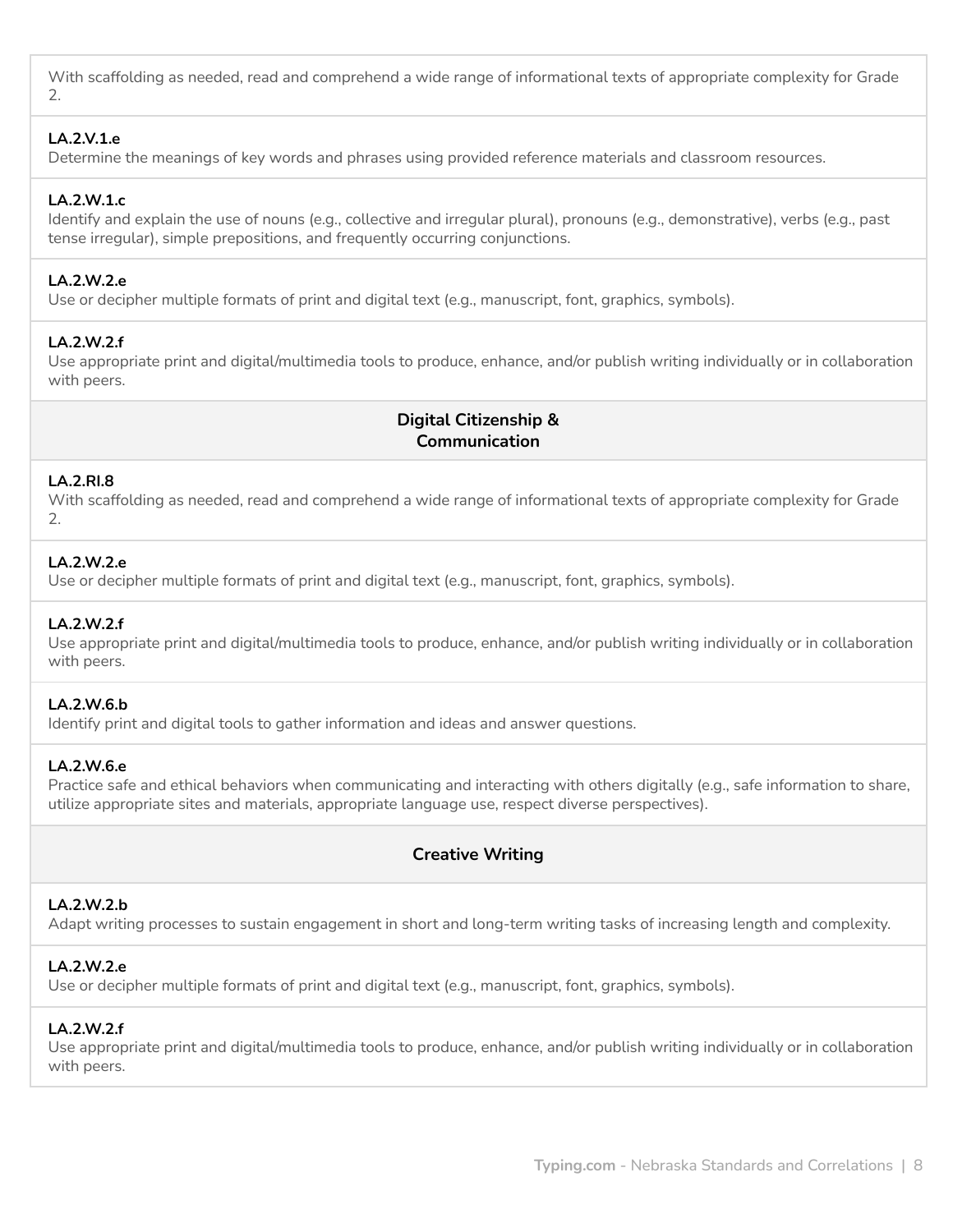With scaffolding as needed, read and comprehend a wide range of informational texts of appropriate complexity for Grade 2.

**LA.2.V.1.e**
Determine the meanings of key words and phrases using provided reference materials and classroom resources.

**LA.2.W.1.c**
Identify and explain the use of nouns (e.g., collective and irregular plural), pronouns (e.g., demonstrative), verbs (e.g., past tense irregular), simple prepositions, and frequently occurring conjunctions.

**LA.2.W.2.e**
Use or decipher multiple formats of print and digital text (e.g., manuscript, font, graphics, symbols).

**LA.2.W.2.f**
Use appropriate print and digital/multimedia tools to produce, enhance, and/or publish writing individually or in collaboration with peers.

## Digital Citizenship & Communication

**LA.2.RI.8**
With scaffolding as needed, read and comprehend a wide range of informational texts of appropriate complexity for Grade 2.

**LA.2.W.2.e**
Use or decipher multiple formats of print and digital text (e.g., manuscript, font, graphics, symbols).

**LA.2.W.2.f**
Use appropriate print and digital/multimedia tools to produce, enhance, and/or publish writing individually or in collaboration with peers.

**LA.2.W.6.b**
Identify print and digital tools to gather information and ideas and answer questions.

**LA.2.W.6.e**
Practice safe and ethical behaviors when communicating and interacting with others digitally (e.g., safe information to share, utilize appropriate sites and materials, appropriate language use, respect diverse perspectives).

## Creative Writing

**LA.2.W.2.b**
Adapt writing processes to sustain engagement in short and long-term writing tasks of increasing length and complexity.

**LA.2.W.2.e**
Use or decipher multiple formats of print and digital text (e.g., manuscript, font, graphics, symbols).

**LA.2.W.2.f**
Use appropriate print and digital/multimedia tools to produce, enhance, and/or publish writing individually or in collaboration with peers.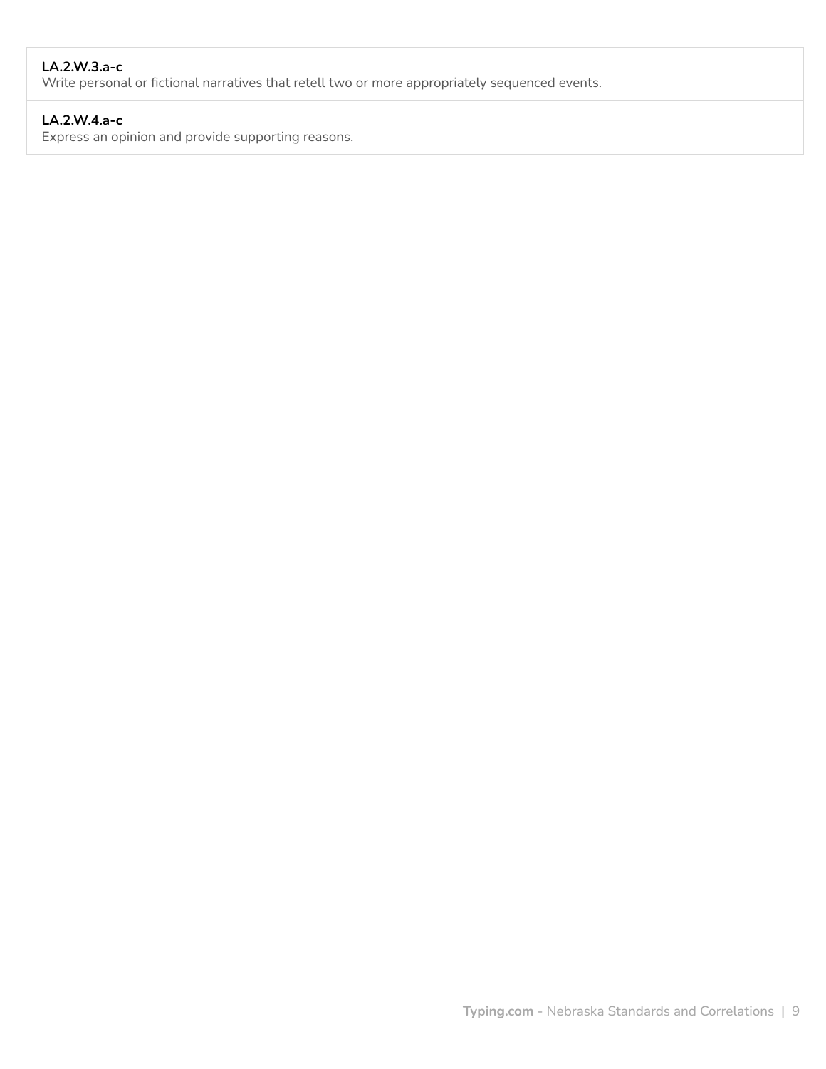**LA.2.W.3.a-c**
Write personal or fictional narratives that retell two or more appropriately sequenced events.

**LA.2.W.4.a-c**
Express an opinion and provide supporting reasons.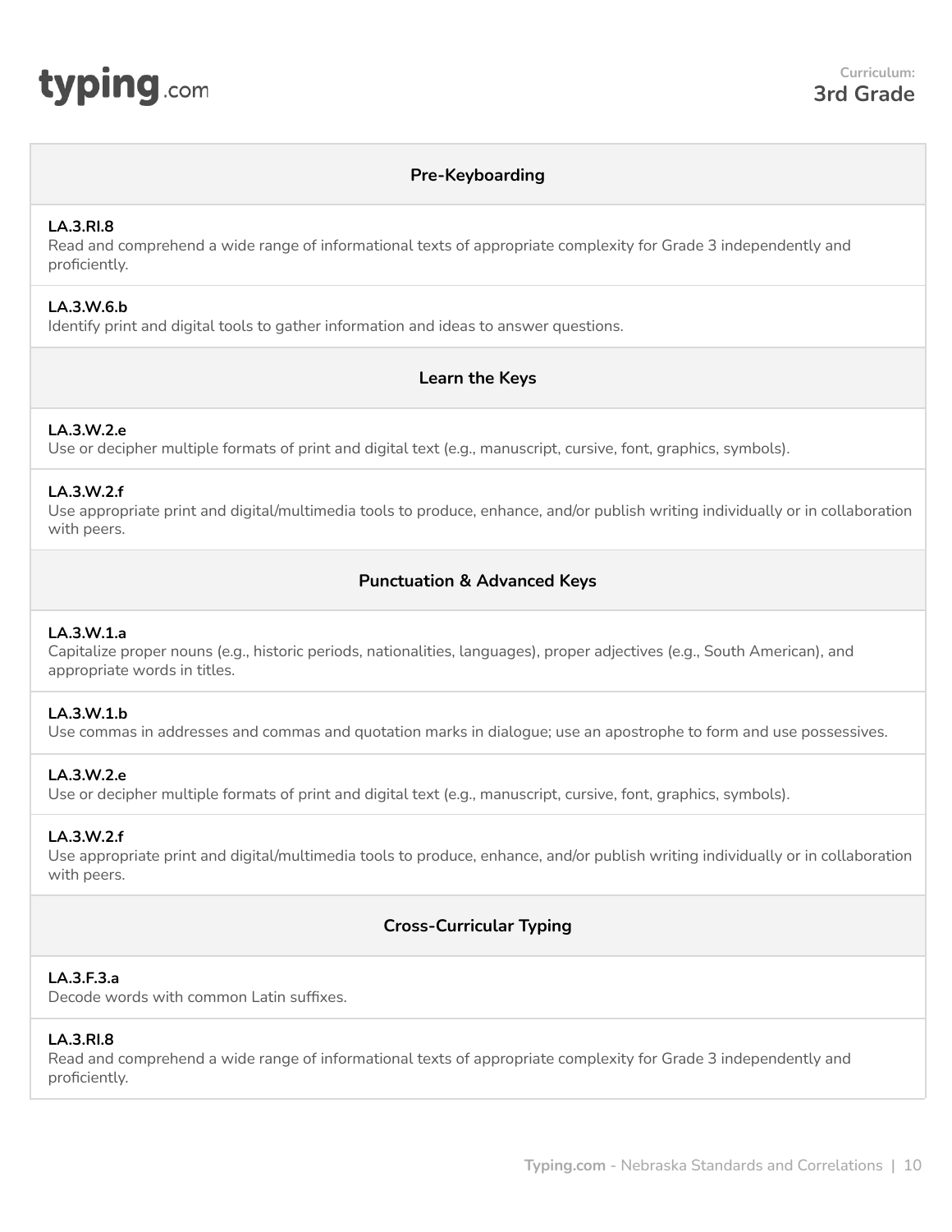**Curriculum:**
**3rd Grade**

## Pre-Keyboarding

**LA.3.RI.8**
Read and comprehend a wide range of informational texts of appropriate complexity for Grade 3 independently and proficiently.

**LA.3.W.6.b**
Identify print and digital tools to gather information and ideas to answer questions.

## Learn the Keys

**LA.3.W.2.e**
Use or decipher multiple formats of print and digital text (e.g., manuscript, cursive, font, graphics, symbols).

**LA.3.W.2.f**
Use appropriate print and digital/multimedia tools to produce, enhance, and/or publish writing individually or in collaboration with peers.

## Punctuation & Advanced Keys

**LA.3.W.1.a**
Capitalize proper nouns (e.g., historic periods, nationalities, languages), proper adjectives (e.g., South American), and appropriate words in titles.

**LA.3.W.1.b**
Use commas in addresses and commas and quotation marks in dialogue; use an apostrophe to form and use possessives.

**LA.3.W.2.e**
Use or decipher multiple formats of print and digital text (e.g., manuscript, cursive, font, graphics, symbols).

**LA.3.W.2.f**
Use appropriate print and digital/multimedia tools to produce, enhance, and/or publish writing individually or in collaboration with peers.

## Cross-Curricular Typing

**LA.3.F.3.a**
Decode words with common Latin suffixes.

**LA.3.RI.8**
Read and comprehend a wide range of informational texts of appropriate complexity for Grade 3 independently and proficiently.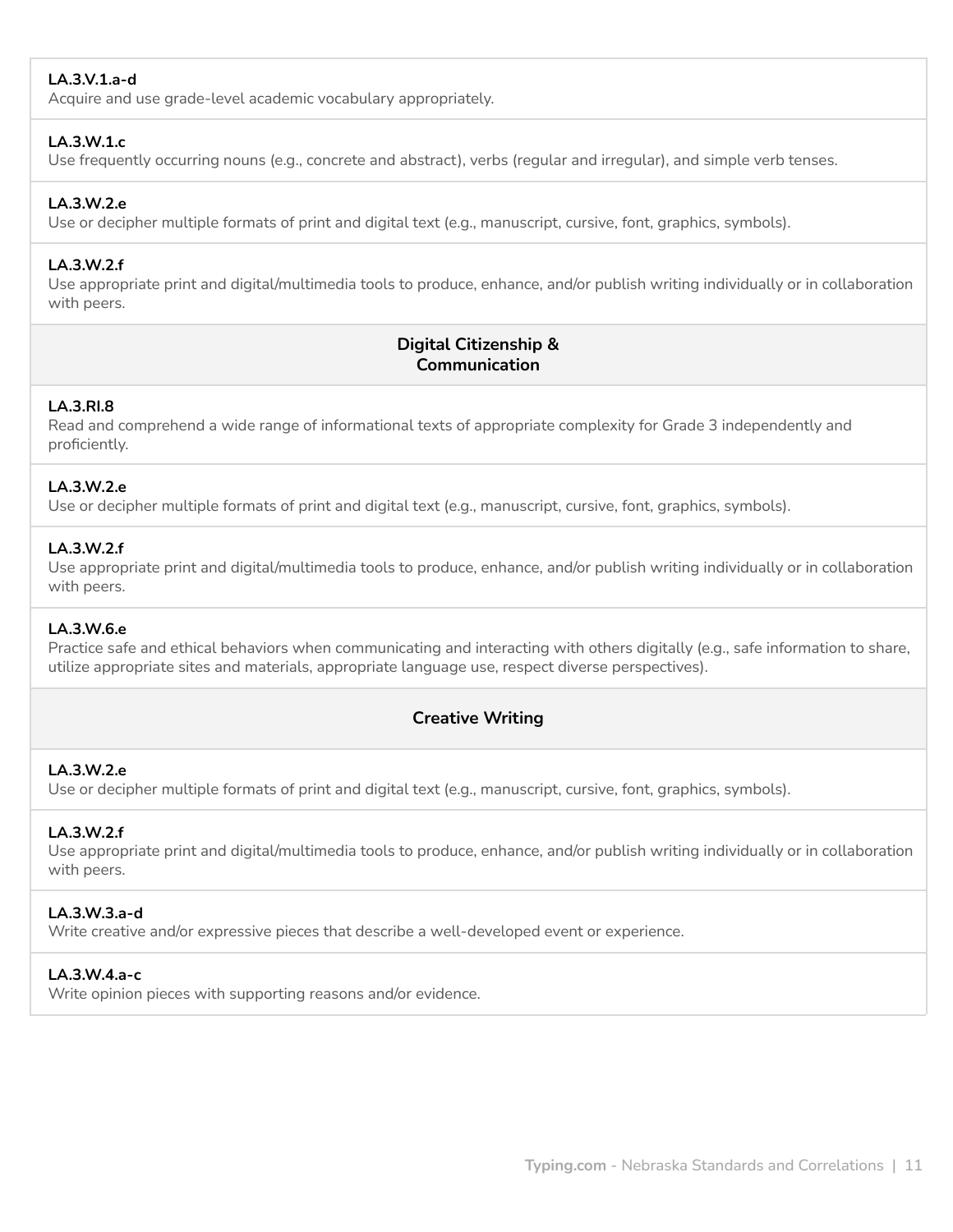**LA.3.V.1.a-d**
Acquire and use grade-level academic vocabulary appropriately.

**LA.3.W.1.c**
Use frequently occurring nouns (e.g., concrete and abstract), verbs (regular and irregular), and simple verb tenses.

**LA.3.W.2.e**
Use or decipher multiple formats of print and digital text (e.g., manuscript, cursive, font, graphics, symbols).

**LA.3.W.2.f**
Use appropriate print and digital/multimedia tools to produce, enhance, and/or publish writing individually or in collaboration with peers.

## Digital Citizenship & Communication

**LA.3.RI.8**
Read and comprehend a wide range of informational texts of appropriate complexity for Grade 3 independently and proficiently.

**LA.3.W.2.e**
Use or decipher multiple formats of print and digital text (e.g., manuscript, cursive, font, graphics, symbols).

**LA.3.W.2.f**
Use appropriate print and digital/multimedia tools to produce, enhance, and/or publish writing individually or in collaboration with peers.

**LA.3.W.6.e**
Practice safe and ethical behaviors when communicating and interacting with others digitally (e.g., safe information to share, utilize appropriate sites and materials, appropriate language use, respect diverse perspectives).

## Creative Writing

**LA.3.W.2.e**
Use or decipher multiple formats of print and digital text (e.g., manuscript, cursive, font, graphics, symbols).

**LA.3.W.2.f**
Use appropriate print and digital/multimedia tools to produce, enhance, and/or publish writing individually or in collaboration with peers.

**LA.3.W.3.a-d**
Write creative and/or expressive pieces that describe a well-developed event or experience.

**LA.3.W.4.a-c**
Write opinion pieces with supporting reasons and/or evidence.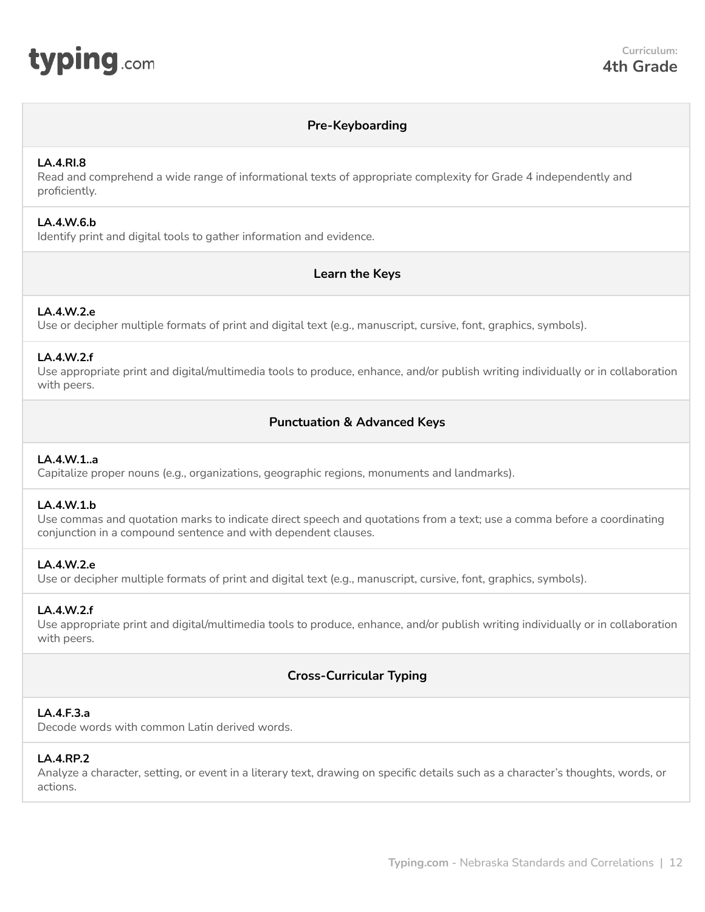Curriculum:
**4th Grade**

## Pre-Keyboarding

**LA.4.RI.8**
Read and comprehend a wide range of informational texts of appropriate complexity for Grade 4 independently and proficiently.

**LA.4.W.6.b**
Identify print and digital tools to gather information and evidence.

## Learn the Keys

**LA.4.W.2.e**
Use or decipher multiple formats of print and digital text (e.g., manuscript, cursive, font, graphics, symbols).

**LA.4.W.2.f**
Use appropriate print and digital/multimedia tools to produce, enhance, and/or publish writing individually or in collaboration with peers.

## Punctuation & Advanced Keys

**LA.4.W.1..a**
Capitalize proper nouns (e.g., organizations, geographic regions, monuments and landmarks).

**LA.4.W.1.b**
Use commas and quotation marks to indicate direct speech and quotations from a text; use a comma before a coordinating conjunction in a compound sentence and with dependent clauses.

**LA.4.W.2.e**
Use or decipher multiple formats of print and digital text (e.g., manuscript, cursive, font, graphics, symbols).

**LA.4.W.2.f**
Use appropriate print and digital/multimedia tools to produce, enhance, and/or publish writing individually or in collaboration with peers.

## Cross-Curricular Typing

**LA.4.F.3.a**
Decode words with common Latin derived words.

**LA.4.RP.2**
Analyze a character, setting, or event in a literary text, drawing on specific details such as a character's thoughts, words, or actions.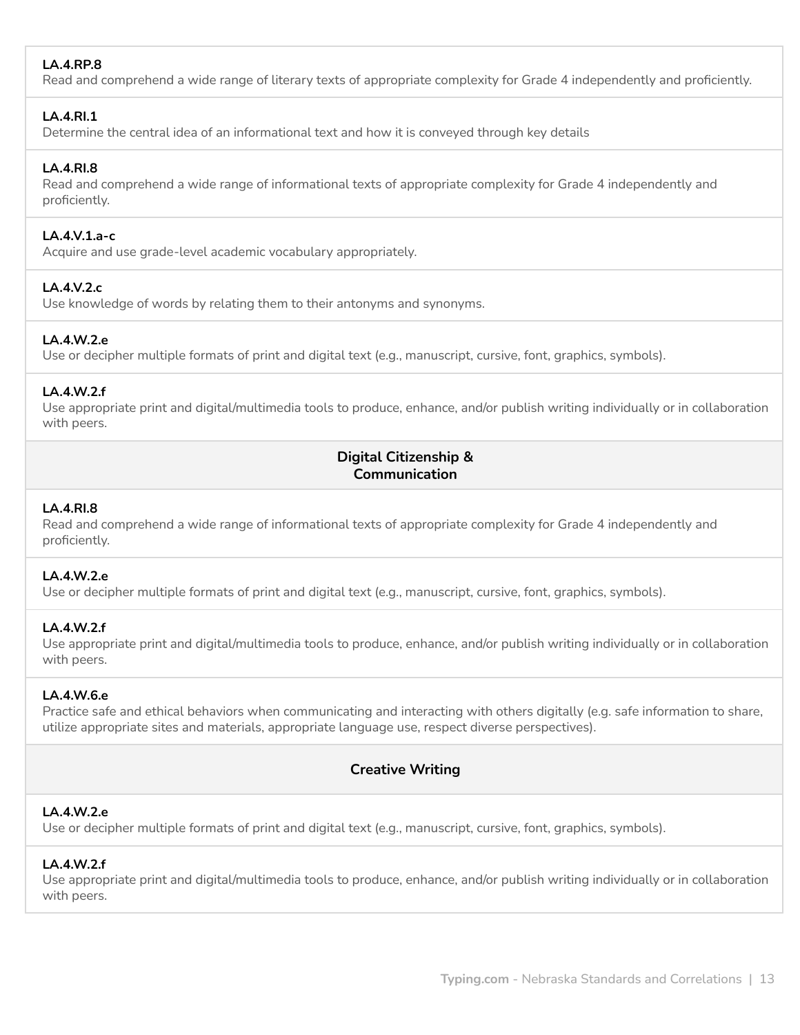**LA.4.RP.8**
Read and comprehend a wide range of literary texts of appropriate complexity for Grade 4 independently and proficiently.

**LA.4.RI.1**
Determine the central idea of an informational text and how it is conveyed through key details

**LA.4.RI.8**
Read and comprehend a wide range of informational texts of appropriate complexity for Grade 4 independently and proficiently.

**LA.4.V.1.a-c**
Acquire and use grade-level academic vocabulary appropriately.

**LA.4.V.2.c**
Use knowledge of words by relating them to their antonyms and synonyms.

**LA.4.W.2.e**
Use or decipher multiple formats of print and digital text (e.g., manuscript, cursive, font, graphics, symbols).

**LA.4.W.2.f**
Use appropriate print and digital/multimedia tools to produce, enhance, and/or publish writing individually or in collaboration with peers.

### Digital Citizenship & Communication

**LA.4.RI.8**
Read and comprehend a wide range of informational texts of appropriate complexity for Grade 4 independently and proficiently.

**LA.4.W.2.e**
Use or decipher multiple formats of print and digital text (e.g., manuscript, cursive, font, graphics, symbols).

**LA.4.W.2.f**
Use appropriate print and digital/multimedia tools to produce, enhance, and/or publish writing individually or in collaboration with peers.

**LA.4.W.6.e**
Practice safe and ethical behaviors when communicating and interacting with others digitally (e.g. safe information to share, utilize appropriate sites and materials, appropriate language use, respect diverse perspectives).

### Creative Writing

**LA.4.W.2.e**
Use or decipher multiple formats of print and digital text (e.g., manuscript, cursive, font, graphics, symbols).

**LA.4.W.2.f**
Use appropriate print and digital/multimedia tools to produce, enhance, and/or publish writing individually or in collaboration with peers.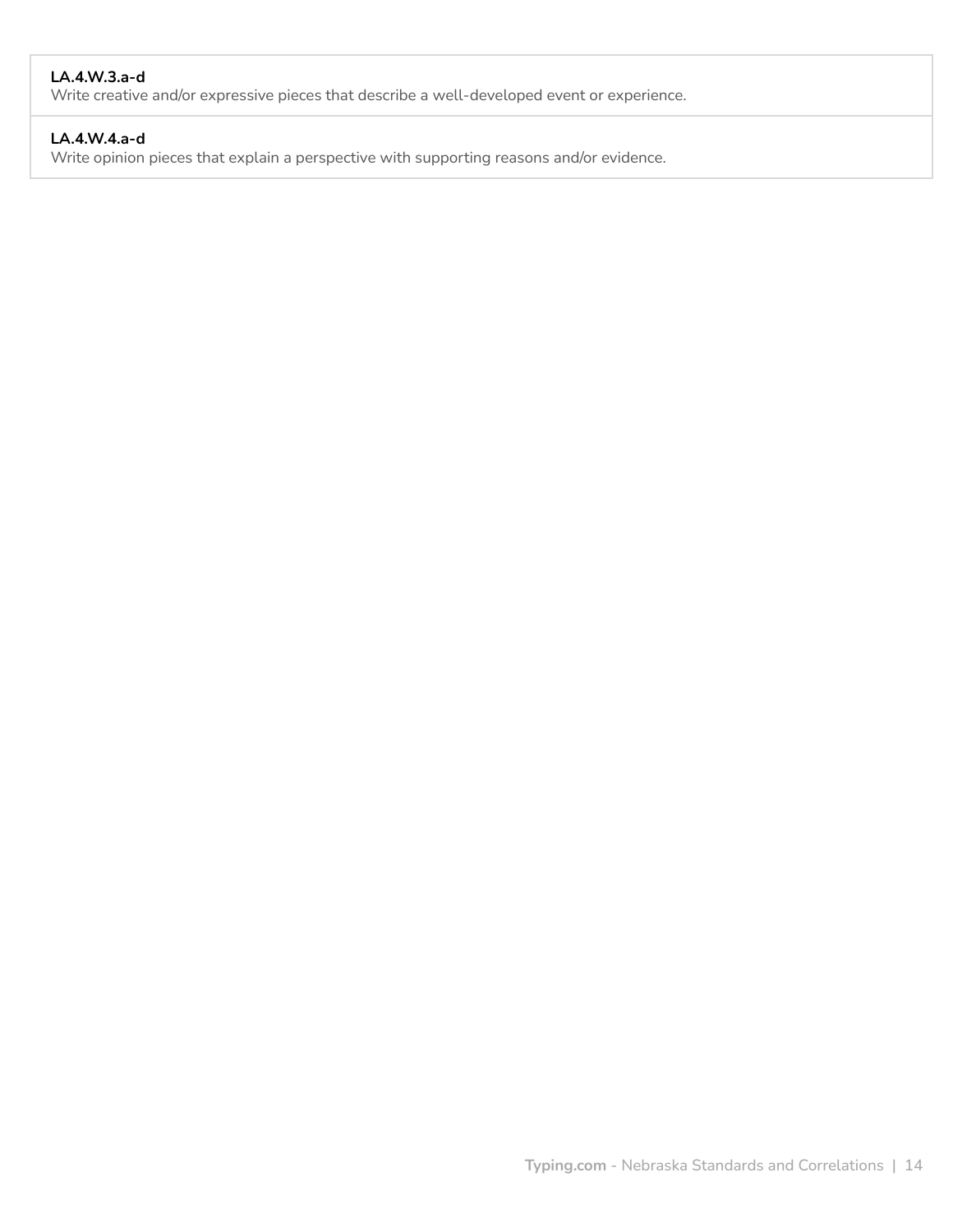**LA.4.W.3.a-d**
Write creative and/or expressive pieces that describe a well-developed event or experience.

**LA.4.W.4.a-d**
Write opinion pieces that explain a perspective with supporting reasons and/or evidence.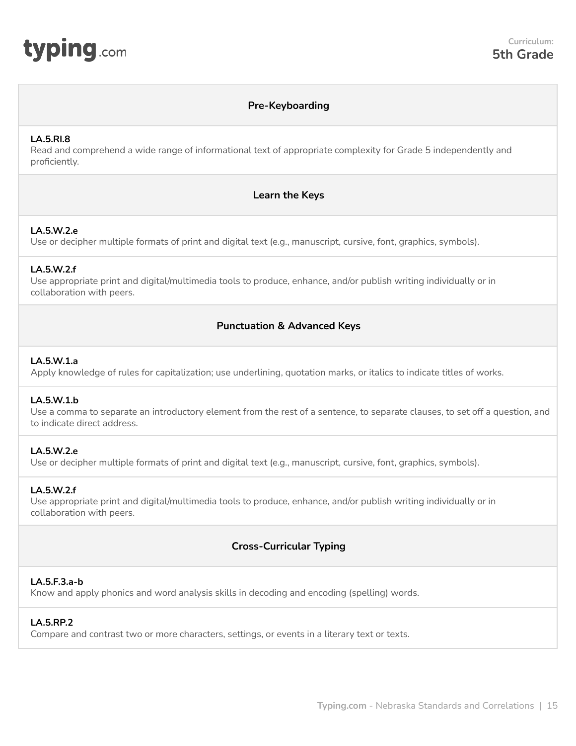Curriculum:
**5th Grade**

### Pre-Keyboarding

**LA.5.RI.8**
Read and comprehend a wide range of informational text of appropriate complexity for Grade 5 independently and proficiently.

### Learn the Keys

**LA.5.W.2.e**
Use or decipher multiple formats of print and digital text (e.g., manuscript, cursive, font, graphics, symbols).

**LA.5.W.2.f**
Use appropriate print and digital/multimedia tools to produce, enhance, and/or publish writing individually or in collaboration with peers.

### Punctuation & Advanced Keys

**LA.5.W.1.a**
Apply knowledge of rules for capitalization; use underlining, quotation marks, or italics to indicate titles of works.

**LA.5.W.1.b**
Use a comma to separate an introductory element from the rest of a sentence, to separate clauses, to set off a question, and to indicate direct address.

**LA.5.W.2.e**
Use or decipher multiple formats of print and digital text (e.g., manuscript, cursive, font, graphics, symbols).

**LA.5.W.2.f**
Use appropriate print and digital/multimedia tools to produce, enhance, and/or publish writing individually or in collaboration with peers.

### Cross-Curricular Typing

**LA.5.F.3.a-b**
Know and apply phonics and word analysis skills in decoding and encoding (spelling) words.

**LA.5.RP.2**
Compare and contrast two or more characters, settings, or events in a literary text or texts.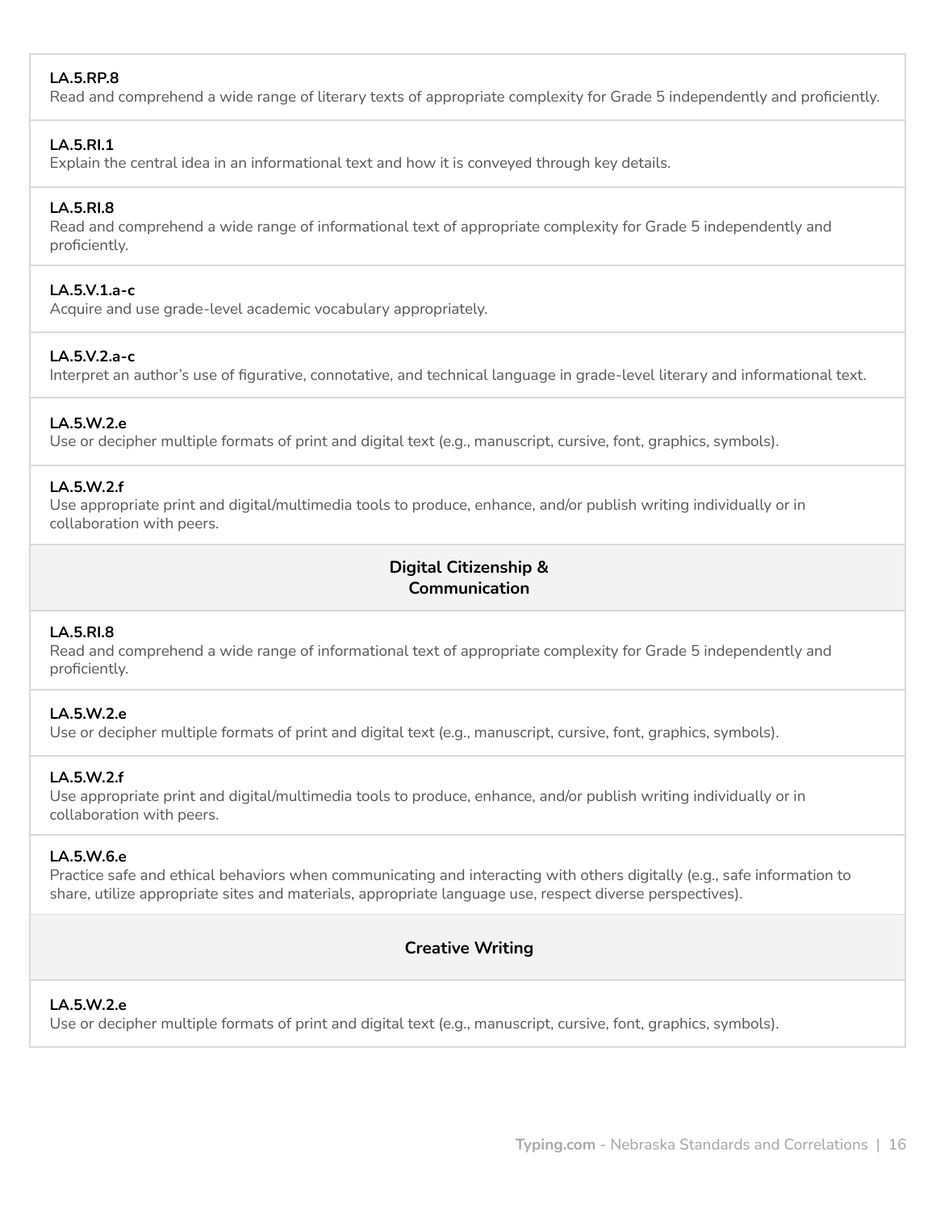**LA.5.RP.8**
Read and comprehend a wide range of literary texts of appropriate complexity for Grade 5 independently and proficiently.

**LA.5.RI.1**
Explain the central idea in an informational text and how it is conveyed through key details.

**LA.5.RI.8**
Read and comprehend a wide range of informational text of appropriate complexity for Grade 5 independently and proficiently.

**LA.5.V.1.a-c**
Acquire and use grade-level academic vocabulary appropriately.

**LA.5.V.2.a-c**
Interpret an author's use of figurative, connotative, and technical language in grade-level literary and informational text.

**LA.5.W.2.e**
Use or decipher multiple formats of print and digital text (e.g., manuscript, cursive, font, graphics, symbols).

**LA.5.W.2.f**
Use appropriate print and digital/multimedia tools to produce, enhance, and/or publish writing individually or in collaboration with peers.

### Digital Citizenship & Communication

**LA.5.RI.8**
Read and comprehend a wide range of informational text of appropriate complexity for Grade 5 independently and proficiently.

**LA.5.W.2.e**
Use or decipher multiple formats of print and digital text (e.g., manuscript, cursive, font, graphics, symbols).

**LA.5.W.2.f**
Use appropriate print and digital/multimedia tools to produce, enhance, and/or publish writing individually or in collaboration with peers.

**LA.5.W.6.e**
Practice safe and ethical behaviors when communicating and interacting with others digitally (e.g., safe information to share, utilize appropriate sites and materials, appropriate language use, respect diverse perspectives).

### Creative Writing

**LA.5.W.2.e**
Use or decipher multiple formats of print and digital text (e.g., manuscript, cursive, font, graphics, symbols).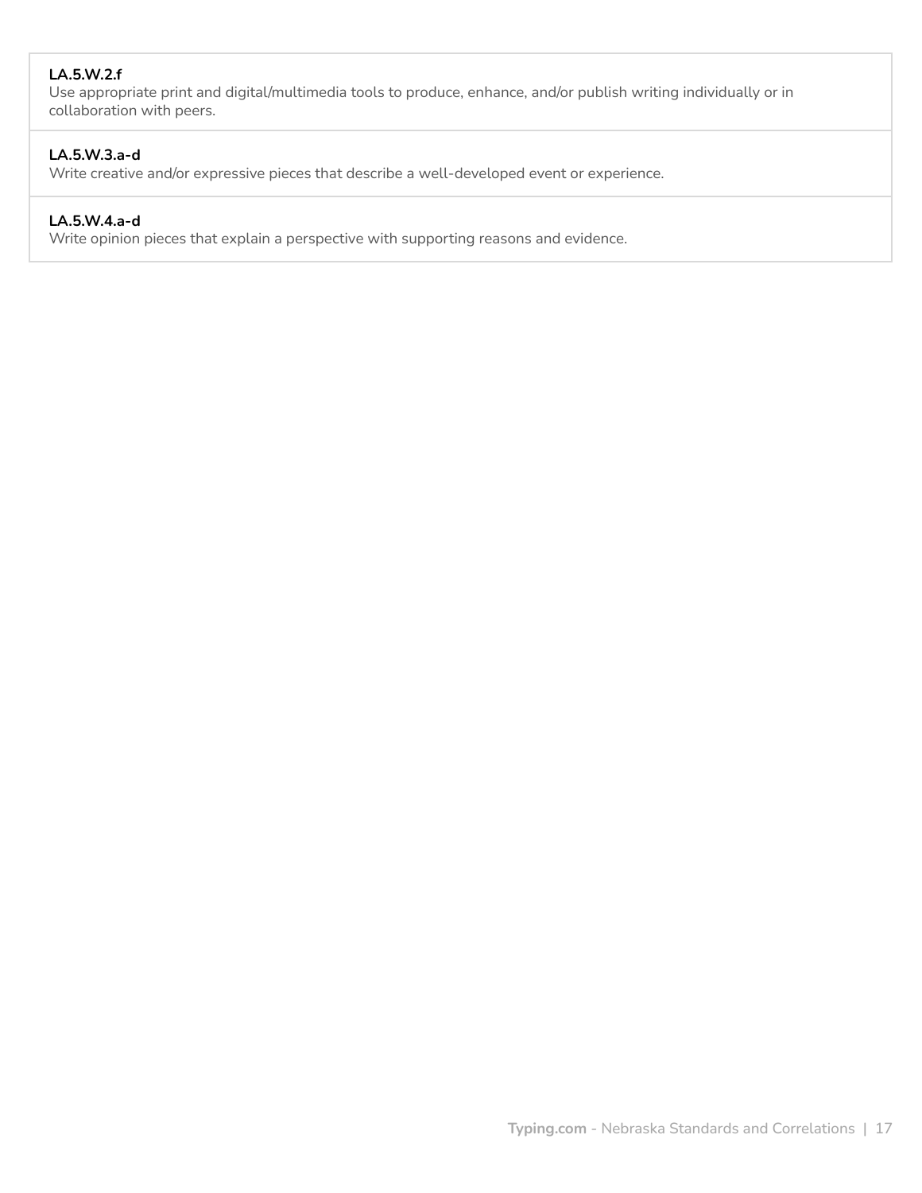**LA.5.W.2.f**
Use appropriate print and digital/multimedia tools to produce, enhance, and/or publish writing individually or in collaboration with peers.

**LA.5.W.3.a-d**
Write creative and/or expressive pieces that describe a well-developed event or experience.

**LA.5.W.4.a-d**
Write opinion pieces that explain a perspective with supporting reasons and evidence.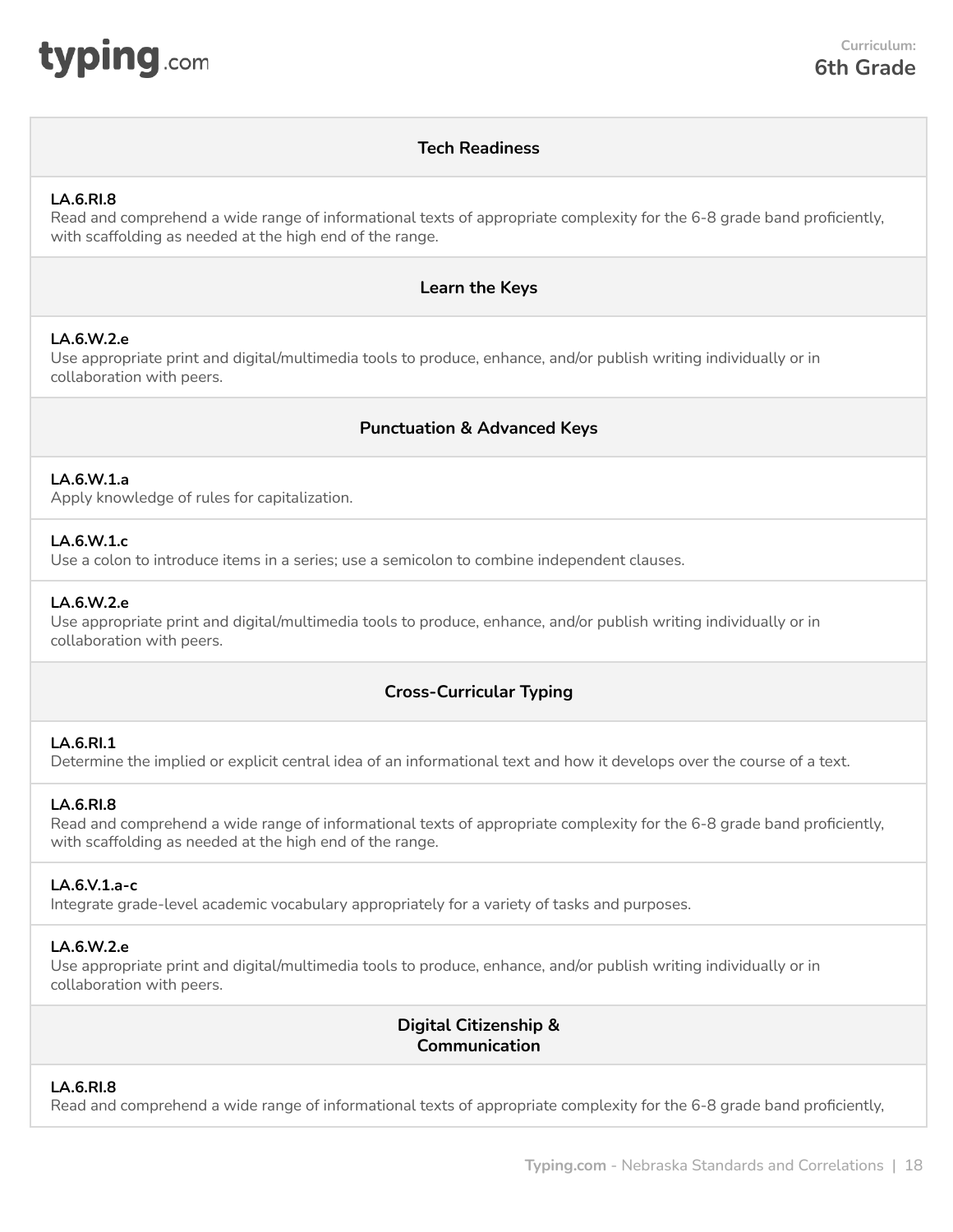### Tech Readiness

**LA.6.RI.8**
Read and comprehend a wide range of informational texts of appropriate complexity for the 6-8 grade band proficiently, with scaffolding as needed at the high end of the range.

### Learn the Keys

**LA.6.W.2.e**
Use appropriate print and digital/multimedia tools to produce, enhance, and/or publish writing individually or in collaboration with peers.

### Punctuation & Advanced Keys

**LA.6.W.1.a**
Apply knowledge of rules for capitalization.

**LA.6.W.1.c**
Use a colon to introduce items in a series; use a semicolon to combine independent clauses.

**LA.6.W.2.e**
Use appropriate print and digital/multimedia tools to produce, enhance, and/or publish writing individually or in collaboration with peers.

### Cross-Curricular Typing

**LA.6.RI.1**
Determine the implied or explicit central idea of an informational text and how it develops over the course of a text.

**LA.6.RI.8**
Read and comprehend a wide range of informational texts of appropriate complexity for the 6-8 grade band proficiently, with scaffolding as needed at the high end of the range.

**LA.6.V.1.a-c**
Integrate grade-level academic vocabulary appropriately for a variety of tasks and purposes.

**LA.6.W.2.e**
Use appropriate print and digital/multimedia tools to produce, enhance, and/or publish writing individually or in collaboration with peers.

### Digital Citizenship & Communication

**LA.6.RI.8**
Read and comprehend a wide range of informational texts of appropriate complexity for the 6-8 grade band proficiently,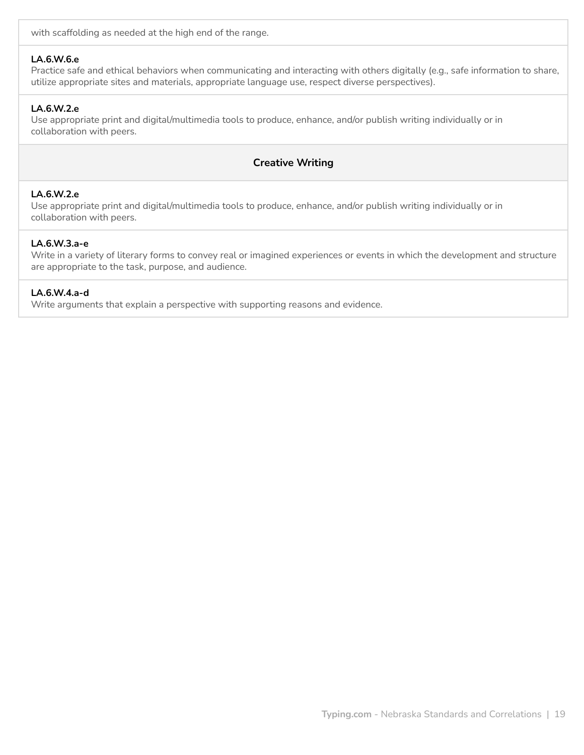with scaffolding as needed at the high end of the range.

**LA.6.W.6.e**
Practice safe and ethical behaviors when communicating and interacting with others digitally (e.g., safe information to share, utilize appropriate sites and materials, appropriate language use, respect diverse perspectives).

**LA.6.W.2.e**
Use appropriate print and digital/multimedia tools to produce, enhance, and/or publish writing individually or in collaboration with peers.

### Creative Writing

**LA.6.W.2.e**
Use appropriate print and digital/multimedia tools to produce, enhance, and/or publish writing individually or in collaboration with peers.

**LA.6.W.3.a-e**
Write in a variety of literary forms to convey real or imagined experiences or events in which the development and structure are appropriate to the task, purpose, and audience.

**LA.6.W.4.a-d**
Write arguments that explain a perspective with supporting reasons and evidence.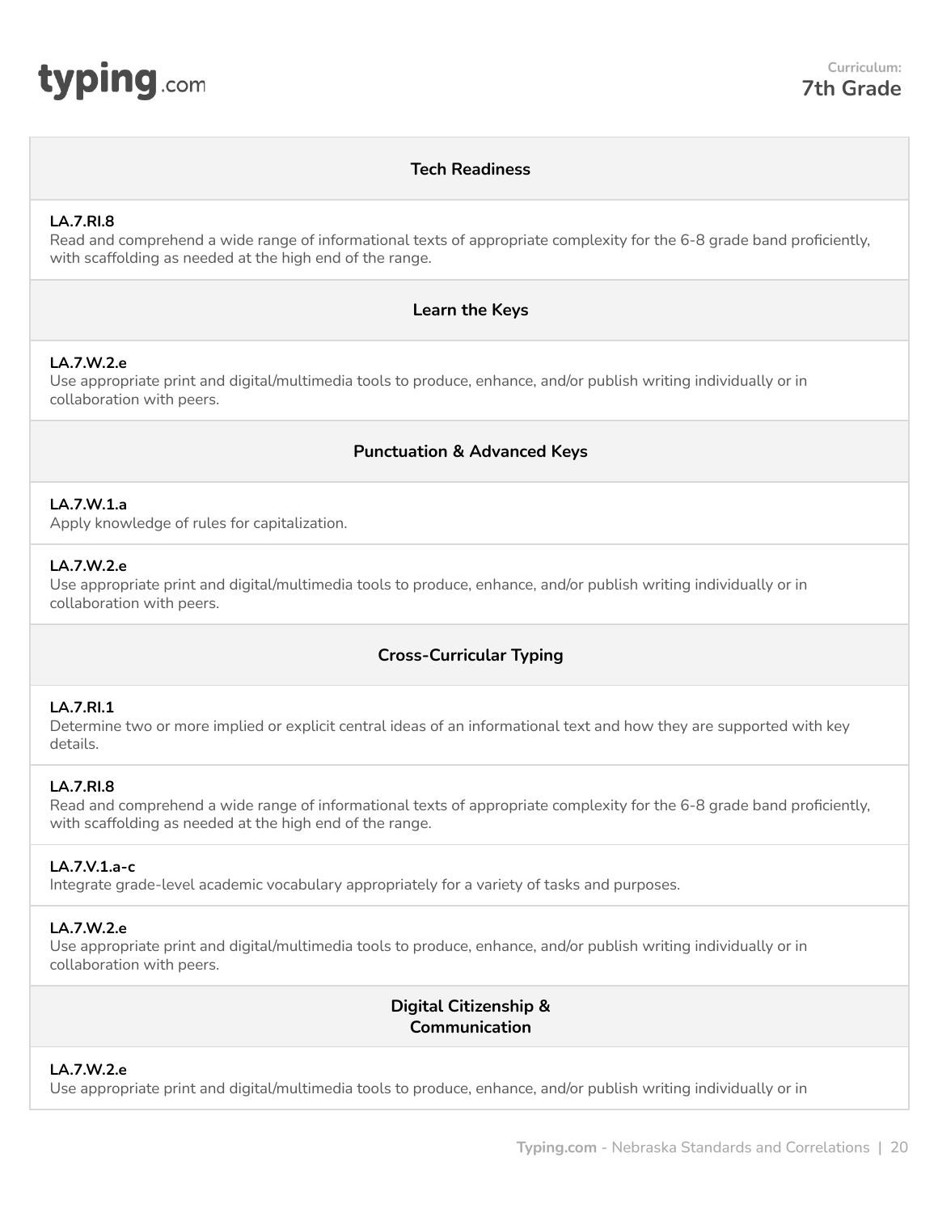**Curriculum:**
**7th Grade**

### Tech Readiness

**LA.7.RI.8**
Read and comprehend a wide range of informational texts of appropriate complexity for the 6-8 grade band proficiently, with scaffolding as needed at the high end of the range.

### Learn the Keys

**LA.7.W.2.e**
Use appropriate print and digital/multimedia tools to produce, enhance, and/or publish writing individually or in collaboration with peers.

### Punctuation & Advanced Keys

**LA.7.W.1.a**
Apply knowledge of rules for capitalization.

**LA.7.W.2.e**
Use appropriate print and digital/multimedia tools to produce, enhance, and/or publish writing individually or in collaboration with peers.

### Cross-Curricular Typing

**LA.7.RI.1**
Determine two or more implied or explicit central ideas of an informational text and how they are supported with key details.

**LA.7.RI.8**
Read and comprehend a wide range of informational texts of appropriate complexity for the 6-8 grade band proficiently, with scaffolding as needed at the high end of the range.

**LA.7.V.1.a-c**
Integrate grade-level academic vocabulary appropriately for a variety of tasks and purposes.

**LA.7.W.2.e**
Use appropriate print and digital/multimedia tools to produce, enhance, and/or publish writing individually or in collaboration with peers.

### Digital Citizenship & Communication

**LA.7.W.2.e**
Use appropriate print and digital/multimedia tools to produce, enhance, and/or publish writing individually or in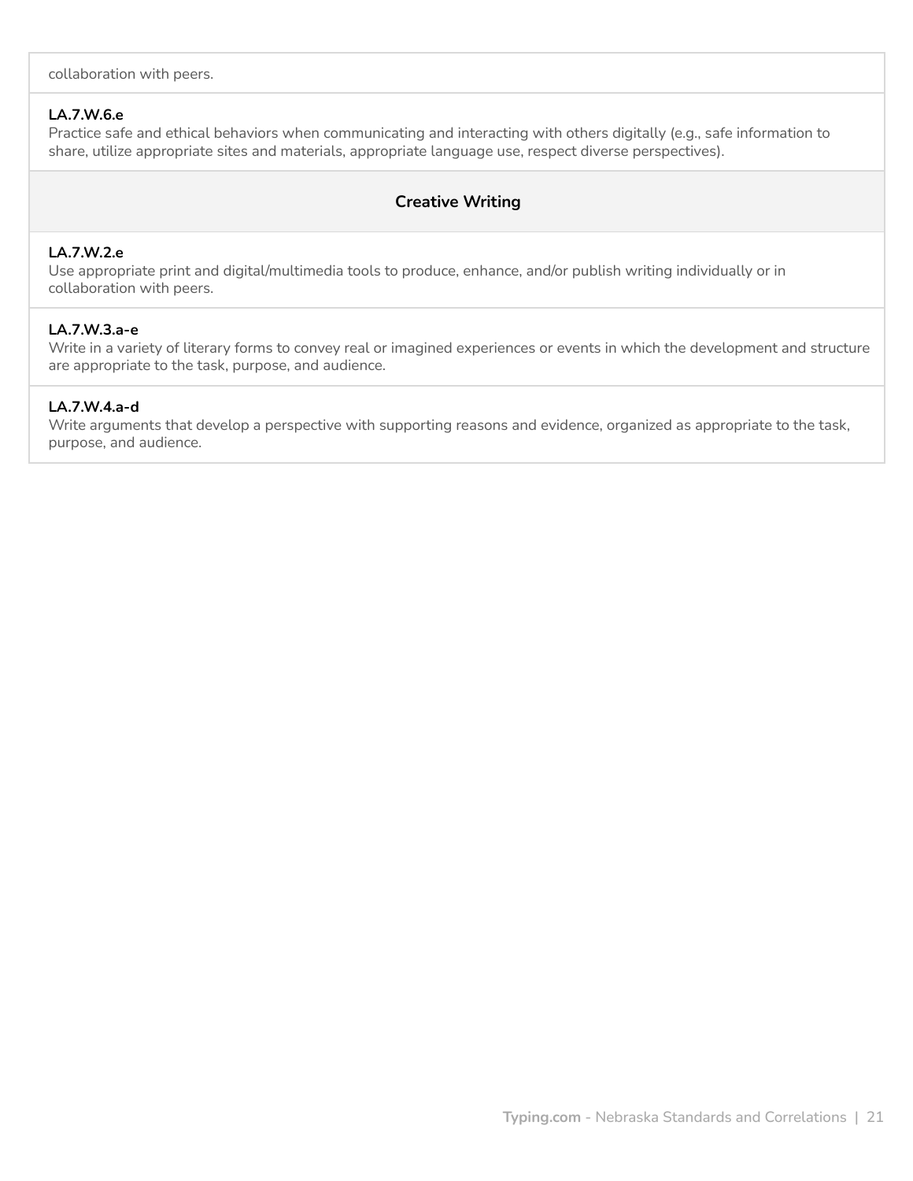collaboration with peers.

**LA.7.W.6.e**
Practice safe and ethical behaviors when communicating and interacting with others digitally (e.g., safe information to share, utilize appropriate sites and materials, appropriate language use, respect diverse perspectives).

### Creative Writing

**LA.7.W.2.e**
Use appropriate print and digital/multimedia tools to produce, enhance, and/or publish writing individually or in collaboration with peers.

**LA.7.W.3.a-e**
Write in a variety of literary forms to convey real or imagined experiences or events in which the development and structure are appropriate to the task, purpose, and audience.

**LA.7.W.4.a-d**
Write arguments that develop a perspective with supporting reasons and evidence, organized as appropriate to the task, purpose, and audience.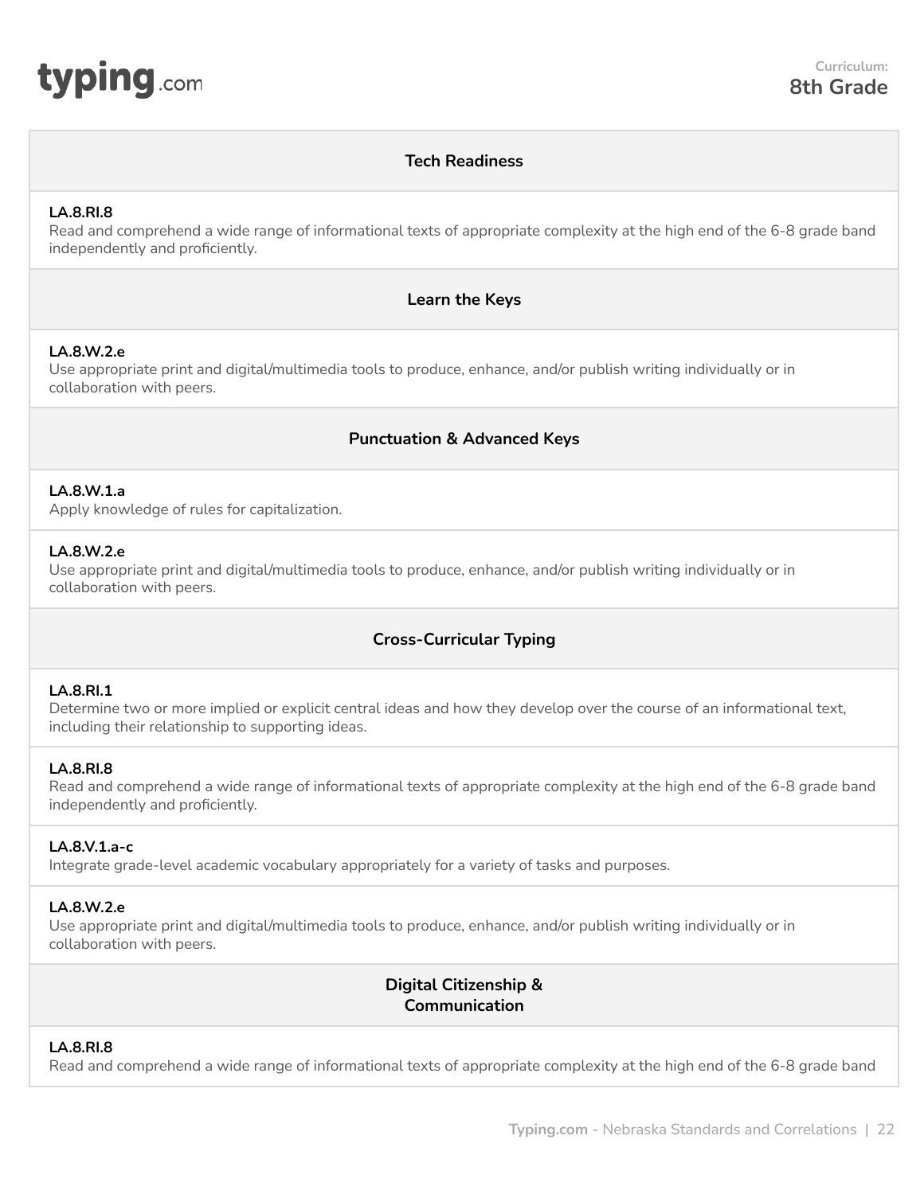Curriculum: **8th Grade**

### Tech Readiness

**LA.8.RI.8**
Read and comprehend a wide range of informational texts of appropriate complexity at the high end of the 6-8 grade band independently and proficiently.

### Learn the Keys

**LA.8.W.2.e**
Use appropriate print and digital/multimedia tools to produce, enhance, and/or publish writing individually or in collaboration with peers.

### Punctuation & Advanced Keys

**LA.8.W.1.a**
Apply knowledge of rules for capitalization.

**LA.8.W.2.e**
Use appropriate print and digital/multimedia tools to produce, enhance, and/or publish writing individually or in collaboration with peers.

### Cross-Curricular Typing

**LA.8.RI.1**
Determine two or more implied or explicit central ideas and how they develop over the course of an informational text, including their relationship to supporting ideas.

**LA.8.RI.8**
Read and comprehend a wide range of informational texts of appropriate complexity at the high end of the 6-8 grade band independently and proficiently.

**LA.8.V.1.a-c**
Integrate grade-level academic vocabulary appropriately for a variety of tasks and purposes.

**LA.8.W.2.e**
Use appropriate print and digital/multimedia tools to produce, enhance, and/or publish writing individually or in collaboration with peers.

### Digital Citizenship & Communication

**LA.8.RI.8**
Read and comprehend a wide range of informational texts of appropriate complexity at the high end of the 6-8 grade band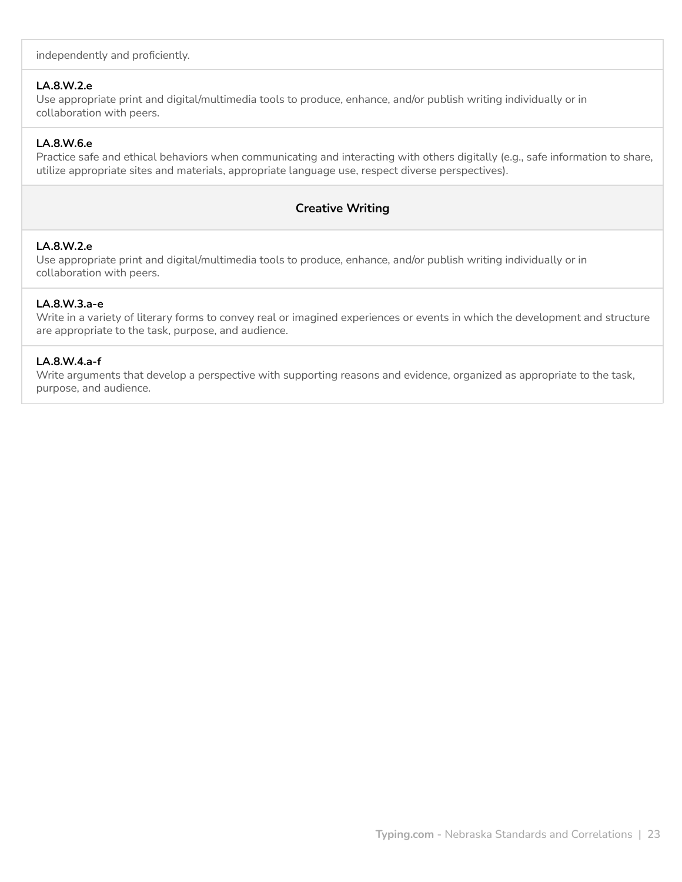independently and proficiently.

**LA.8.W.2.e**
Use appropriate print and digital/multimedia tools to produce, enhance, and/or publish writing individually or in collaboration with peers.

**LA.8.W.6.e**
Practice safe and ethical behaviors when communicating and interacting with others digitally (e.g., safe information to share, utilize appropriate sites and materials, appropriate language use, respect diverse perspectives).

### Creative Writing

**LA.8.W.2.e**
Use appropriate print and digital/multimedia tools to produce, enhance, and/or publish writing individually or in collaboration with peers.

**LA.8.W.3.a-e**
Write in a variety of literary forms to convey real or imagined experiences or events in which the development and structure are appropriate to the task, purpose, and audience.

**LA.8.W.4.a-f**
Write arguments that develop a perspective with supporting reasons and evidence, organized as appropriate to the task, purpose, and audience.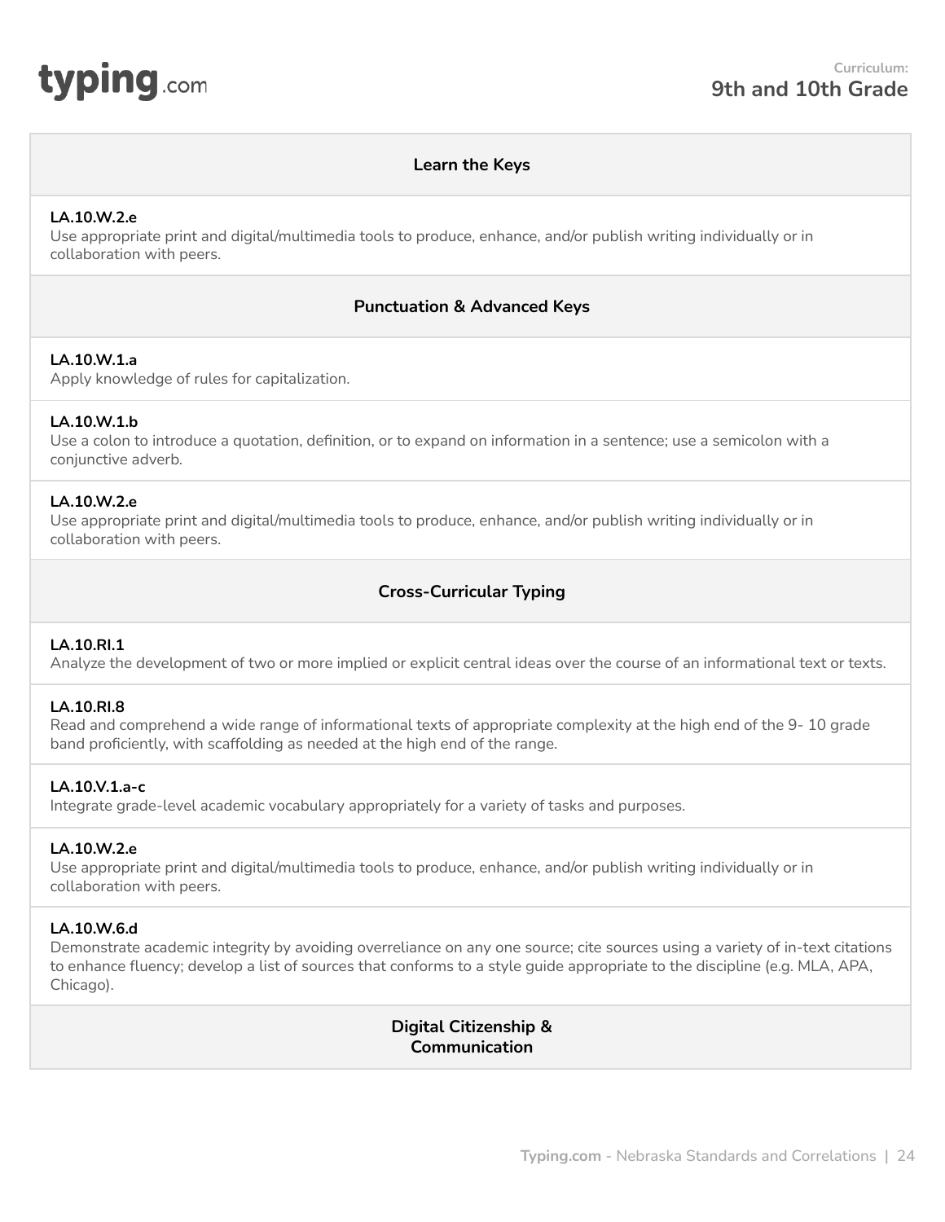### Learn the Keys

**LA.10.W.2.e**
Use appropriate print and digital/multimedia tools to produce, enhance, and/or publish writing individually or in collaboration with peers.

### Punctuation & Advanced Keys

**LA.10.W.1.a**
Apply knowledge of rules for capitalization.

**LA.10.W.1.b**
Use a colon to introduce a quotation, definition, or to expand on information in a sentence; use a semicolon with a conjunctive adverb.

**LA.10.W.2.e**
Use appropriate print and digital/multimedia tools to produce, enhance, and/or publish writing individually or in collaboration with peers.

### Cross-Curricular Typing

**LA.10.RI.1**
Analyze the development of two or more implied or explicit central ideas over the course of an informational text or texts.

**LA.10.RI.8**
Read and comprehend a wide range of informational texts of appropriate complexity at the high end of the 9- 10 grade band proficiently, with scaffolding as needed at the high end of the range.

**LA.10.V.1.a-c**
Integrate grade-level academic vocabulary appropriately for a variety of tasks and purposes.

**LA.10.W.2.e**
Use appropriate print and digital/multimedia tools to produce, enhance, and/or publish writing individually or in collaboration with peers.

**LA.10.W.6.d**
Demonstrate academic integrity by avoiding overreliance on any one source; cite sources using a variety of in-text citations to enhance fluency; develop a list of sources that conforms to a style guide appropriate to the discipline (e.g. MLA, APA, Chicago).

### Digital Citizenship & Communication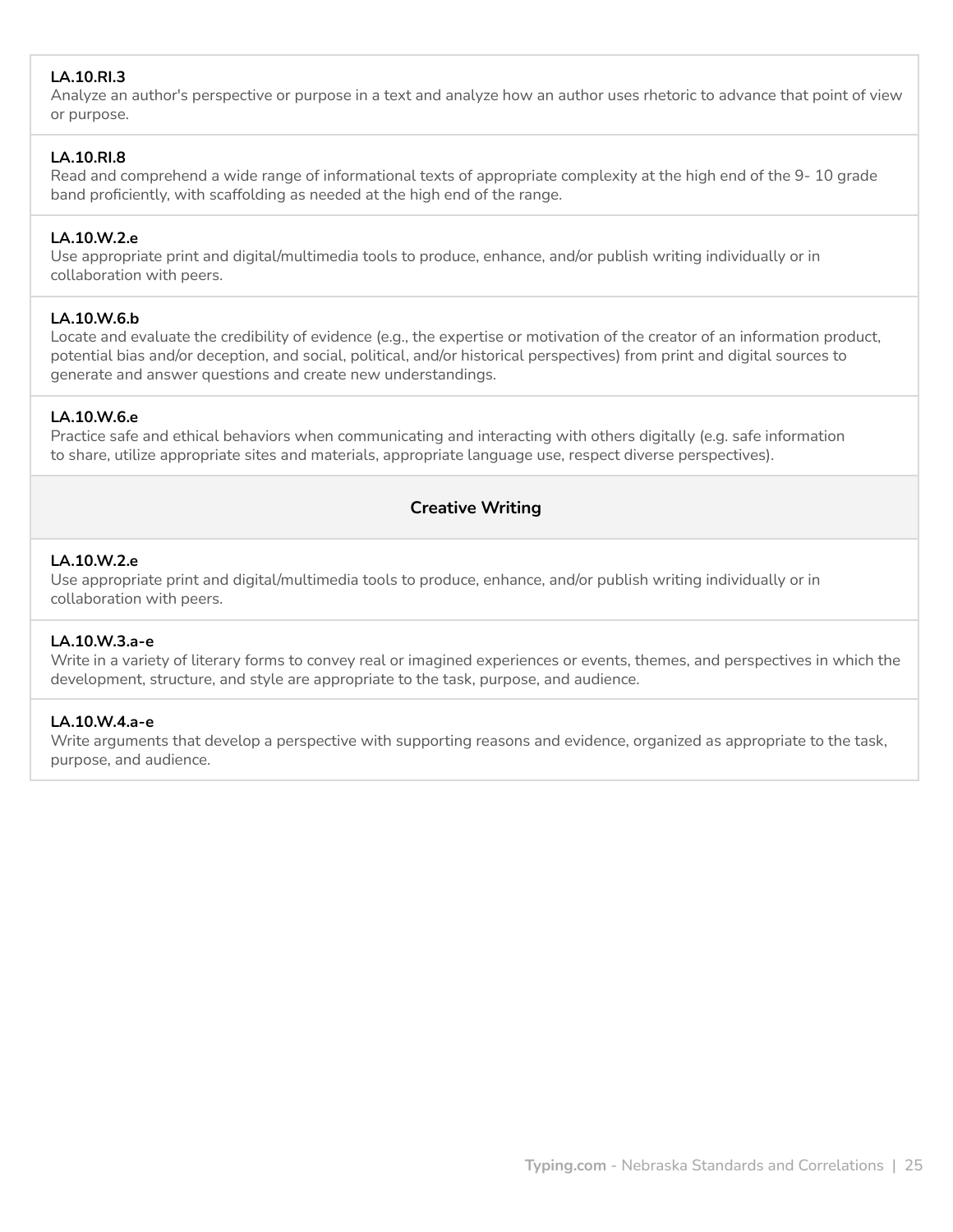**LA.10.RI.3**
Analyze an author's perspective or purpose in a text and analyze how an author uses rhetoric to advance that point of view or purpose.

**LA.10.RI.8**
Read and comprehend a wide range of informational texts of appropriate complexity at the high end of the 9- 10 grade band proficiently, with scaffolding as needed at the high end of the range.

**LA.10.W.2.e**
Use appropriate print and digital/multimedia tools to produce, enhance, and/or publish writing individually or in collaboration with peers.

**LA.10.W.6.b**
Locate and evaluate the credibility of evidence (e.g., the expertise or motivation of the creator of an information product, potential bias and/or deception, and social, political, and/or historical perspectives) from print and digital sources to generate and answer questions and create new understandings.

**LA.10.W.6.e**
Practice safe and ethical behaviors when communicating and interacting with others digitally (e.g. safe information to share, utilize appropriate sites and materials, appropriate language use, respect diverse perspectives).

### Creative Writing

**LA.10.W.2.e**
Use appropriate print and digital/multimedia tools to produce, enhance, and/or publish writing individually or in collaboration with peers.

**LA.10.W.3.a-e**
Write in a variety of literary forms to convey real or imagined experiences or events, themes, and perspectives in which the development, structure, and style are appropriate to the task, purpose, and audience.

**LA.10.W.4.a-e**
Write arguments that develop a perspective with supporting reasons and evidence, organized as appropriate to the task, purpose, and audience.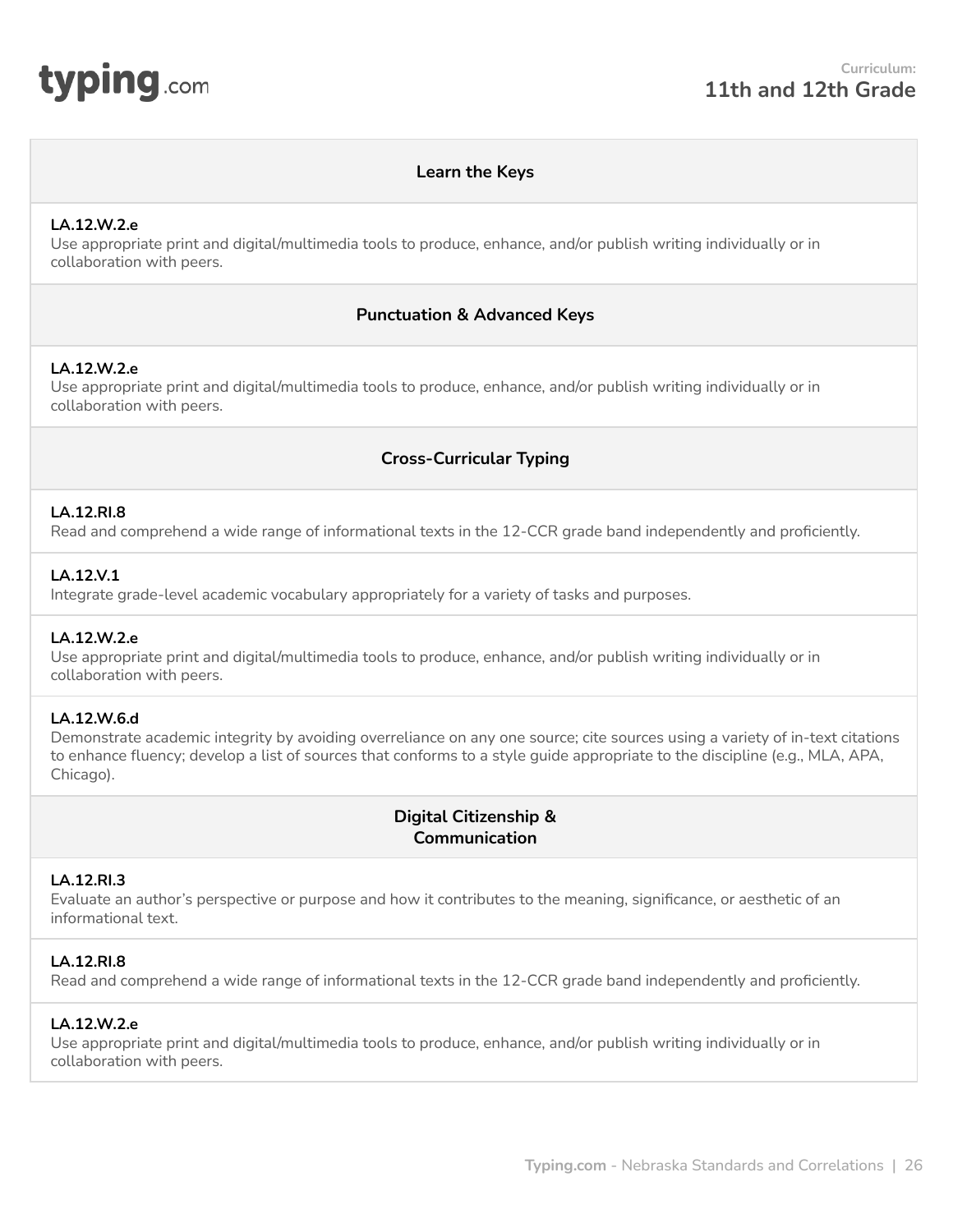Curriculum:
**11th and 12th Grade**

## Learn the Keys

**LA.12.W.2.e**
Use appropriate print and digital/multimedia tools to produce, enhance, and/or publish writing individually or in collaboration with peers.

## Punctuation & Advanced Keys

**LA.12.W.2.e**
Use appropriate print and digital/multimedia tools to produce, enhance, and/or publish writing individually or in collaboration with peers.

## Cross-Curricular Typing

**LA.12.RI.8**
Read and comprehend a wide range of informational texts in the 12-CCR grade band independently and proficiently.

**LA.12.V.1**
Integrate grade-level academic vocabulary appropriately for a variety of tasks and purposes.

**LA.12.W.2.e**
Use appropriate print and digital/multimedia tools to produce, enhance, and/or publish writing individually or in collaboration with peers.

**LA.12.W.6.d**
Demonstrate academic integrity by avoiding overreliance on any one source; cite sources using a variety of in-text citations to enhance fluency; develop a list of sources that conforms to a style guide appropriate to the discipline (e.g., MLA, APA, Chicago).

## Digital Citizenship & Communication

**LA.12.RI.3**
Evaluate an author's perspective or purpose and how it contributes to the meaning, significance, or aesthetic of an informational text.

**LA.12.RI.8**
Read and comprehend a wide range of informational texts in the 12-CCR grade band independently and proficiently.

**LA.12.W.2.e**
Use appropriate print and digital/multimedia tools to produce, enhance, and/or publish writing individually or in collaboration with peers.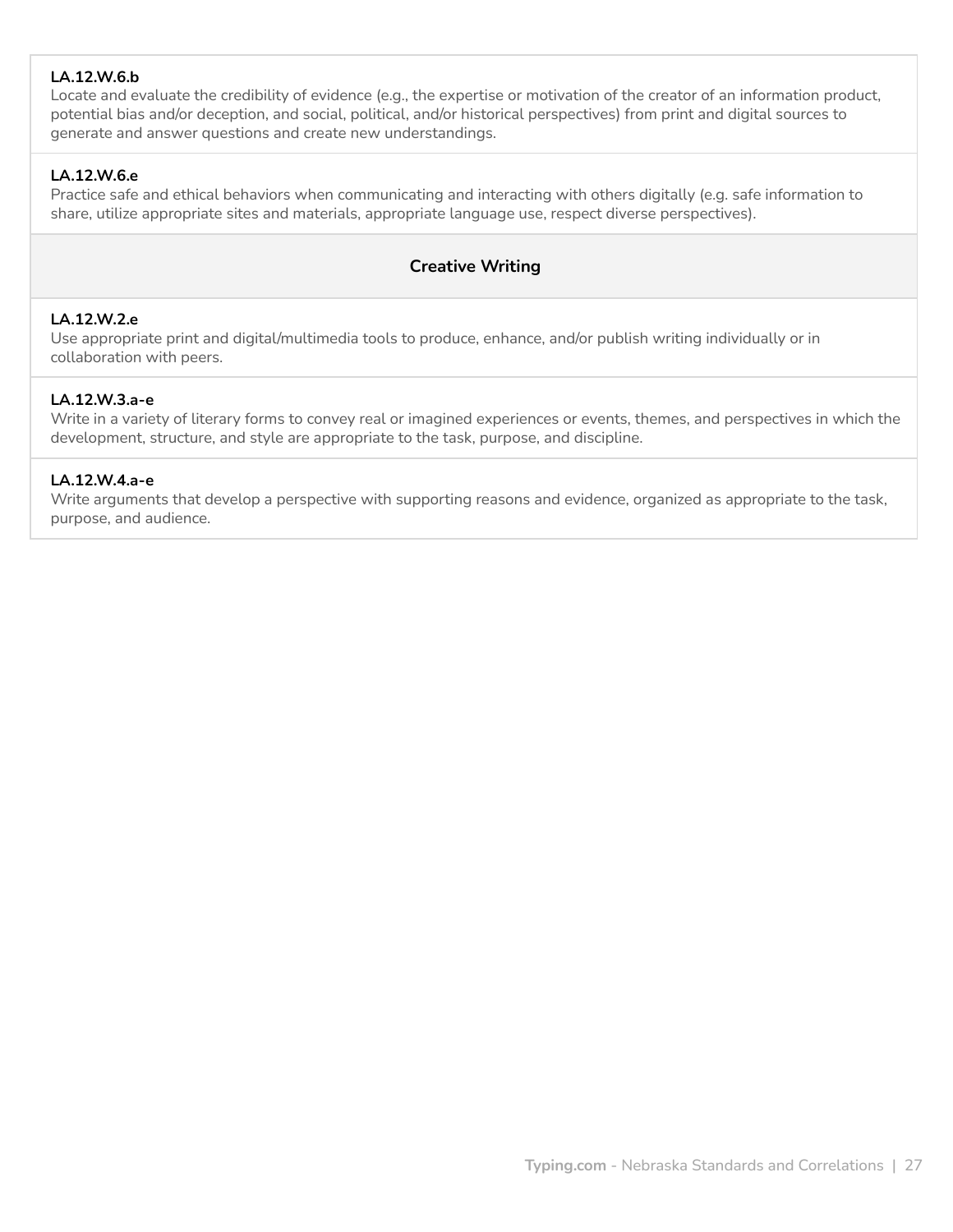**LA.12.W.6.b**
Locate and evaluate the credibility of evidence (e.g., the expertise or motivation of the creator of an information product, potential bias and/or deception, and social, political, and/or historical perspectives) from print and digital sources to generate and answer questions and create new understandings.

**LA.12.W.6.e**
Practice safe and ethical behaviors when communicating and interacting with others digitally (e.g. safe information to share, utilize appropriate sites and materials, appropriate language use, respect diverse perspectives).

### Creative Writing

**LA.12.W.2.e**
Use appropriate print and digital/multimedia tools to produce, enhance, and/or publish writing individually or in collaboration with peers.

**LA.12.W.3.a-e**
Write in a variety of literary forms to convey real or imagined experiences or events, themes, and perspectives in which the development, structure, and style are appropriate to the task, purpose, and discipline.

**LA.12.W.4.a-e**
Write arguments that develop a perspective with supporting reasons and evidence, organized as appropriate to the task, purpose, and audience.